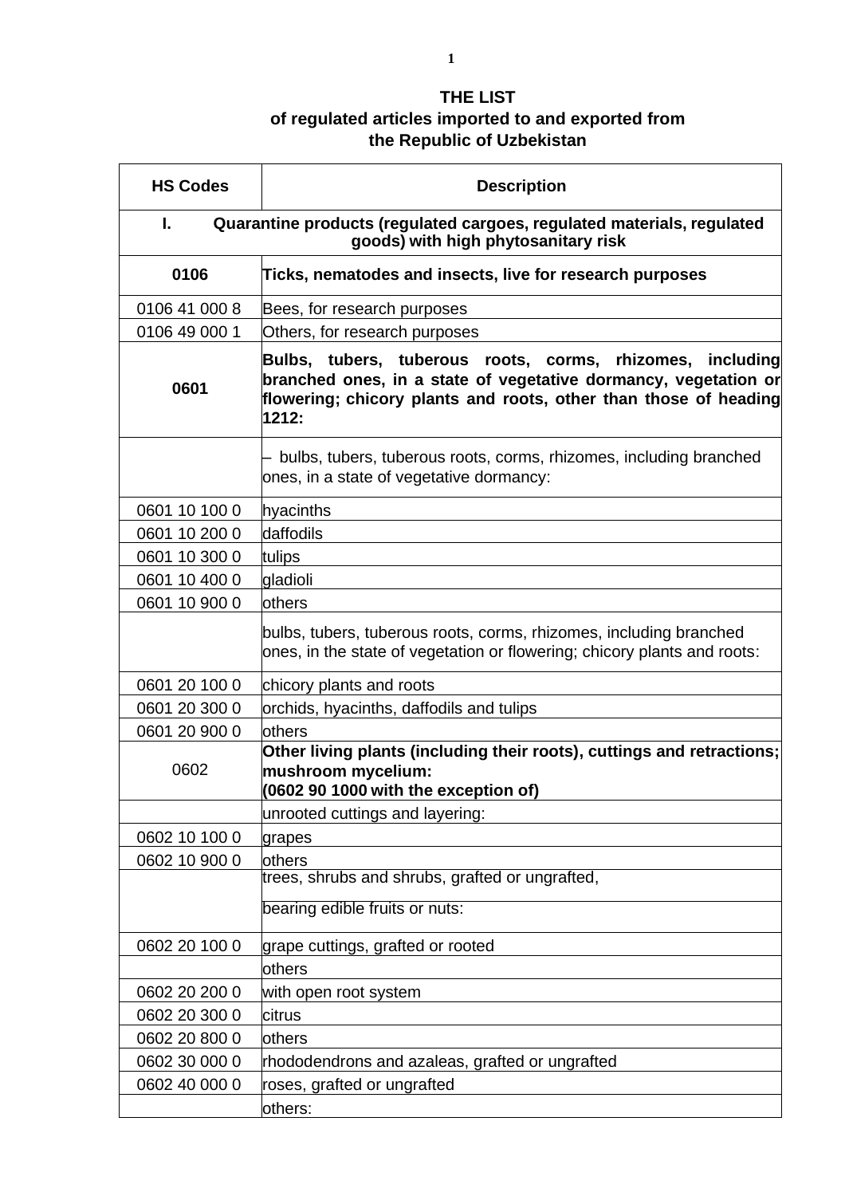# THE LIST
## of regulated articles imported to and exported from the Republic of Uzbekistan

| HS Codes | Description |
|---|---|
| **I. Quarantine products (regulated cargoes, regulated materials, regulated goods) with high phytosanitary risk** | |
| **0106** | **Ticks, nematodes and insects, live for research purposes** |
| 0106 41 000 8 | Bees, for research purposes |
| 0106 49 000 1 | Others, for research purposes |
| **0601** | **Bulbs, tubers, tuberous roots, corms, rhizomes, including branched ones, in a state of vegetative dormancy, vegetation or flowering; chicory plants and roots, other than those of heading 1212:** |
| | – bulbs, tubers, tuberous roots, corms, rhizomes, including branched ones, in a state of vegetative dormancy: |
| 0601 10 100 0 | hyacinths |
| 0601 10 200 0 | daffodils |
| 0601 10 300 0 | tulips |
| 0601 10 400 0 | gladioli |
| 0601 10 900 0 | others |
| | bulbs, tubers, tuberous roots, corms, rhizomes, including branched ones, in the state of vegetation or flowering; chicory plants and roots: |
| 0601 20 100 0 | chicory plants and roots |
| 0601 20 300 0 | orchids, hyacinths, daffodils and tulips |
| 0601 20 900 0 | others |
| 0602 | **Other living plants (including their roots), cuttings and retractions; mushroom mycelium: (0602 90 1000 with the exception of)** |
| | unrooted cuttings and layering: |
| 0602 10 100 0 | grapes |
| 0602 10 900 0 | others |
| | trees, shrubs and shrubs, grafted or ungrafted, bearing edible fruits or nuts: |
| 0602 20 100 0 | grape cuttings, grafted or rooted |
| | others |
| 0602 20 200 0 | with open root system |
| 0602 20 300 0 | citrus |
| 0602 20 800 0 | others |
| 0602 30 000 0 | rhododendrons and azaleas, grafted or ungrafted |
| 0602 40 000 0 | roses, grafted or ungrafted |
| | others: |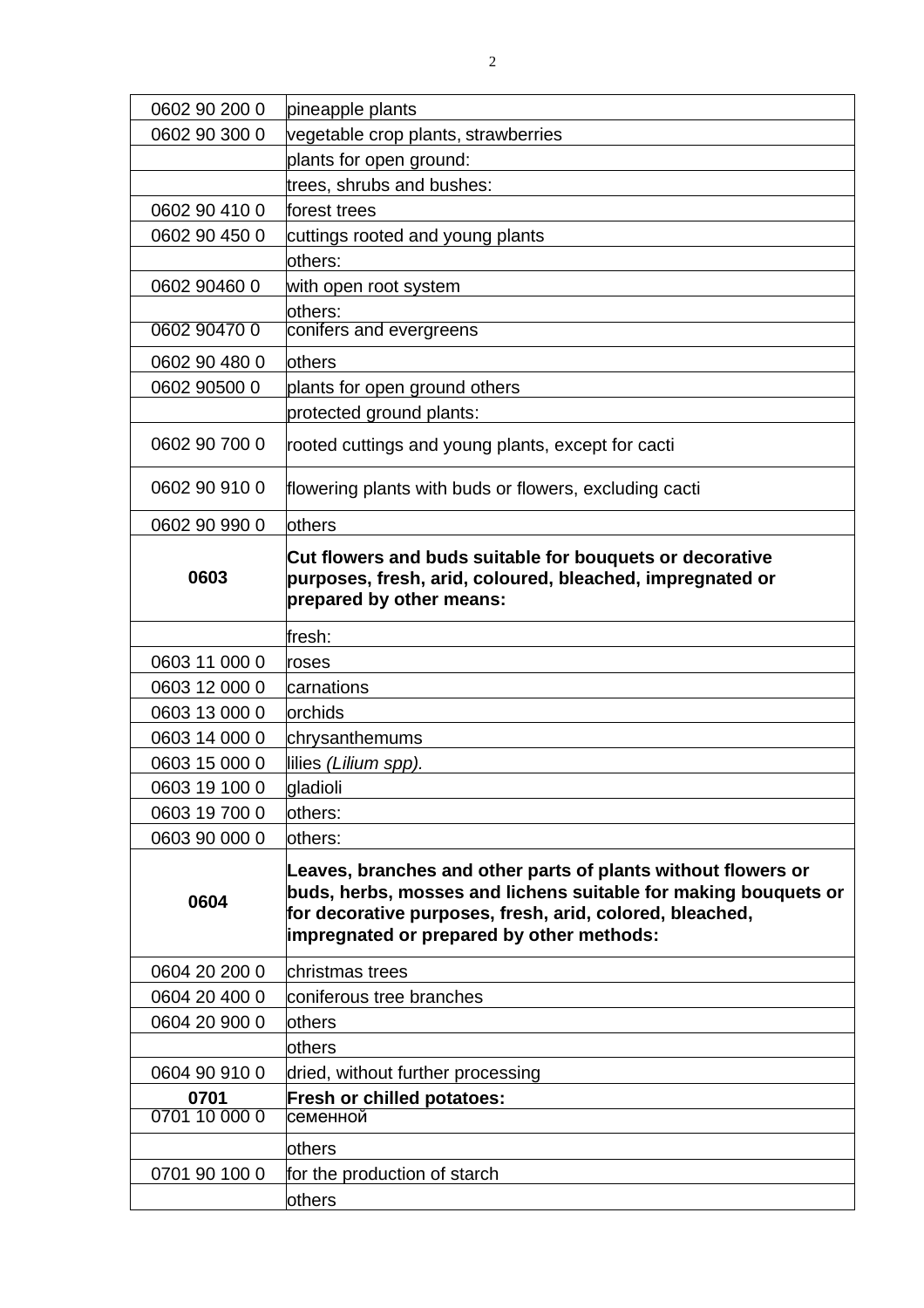| | |
|---|---|
| 0602 90 200 0 | pineapple plants |
| 0602 90 300 0 | vegetable crop plants, strawberries |
| | plants for open ground: |
| | trees, shrubs and bushes: |
| 0602 90 410 0 | forest trees |
| 0602 90 450 0 | cuttings rooted and young plants |
| | others: |
| 0602 90460 0 | with open root system |
| | others: |
| 0602 90470 0 | conifers and evergreens |
| 0602 90 480 0 | others |
| 0602 90500 0 | plants for open ground others |
| | protected ground plants: |
| 0602 90 700 0 | rooted cuttings and young plants, except for cacti |
| 0602 90 910 0 | flowering plants with buds or flowers, excluding cacti |
| 0602 90 990 0 | others |
| **0603** | **Cut flowers and buds suitable for bouquets or decorative purposes, fresh, arid, coloured, bleached, impregnated or prepared by other means:** |
| | fresh: |
| 0603 11 000 0 | roses |
| 0603 12 000 0 | carnations |
| 0603 13 000 0 | orchids |
| 0603 14 000 0 | chrysanthemums |
| 0603 15 000 0 | lilies *(Lilium spp).* |
| 0603 19 100 0 | gladioli |
| 0603 19 700 0 | others: |
| 0603 90 000 0 | others: |
| **0604** | **Leaves, branches and other parts of plants without flowers or buds, herbs, mosses and lichens suitable for making bouquets or for decorative purposes, fresh, arid, colored, bleached, impregnated or prepared by other methods:** |
| 0604 20 200 0 | christmas trees |
| 0604 20 400 0 | coniferous tree branches |
| 0604 20 900 0 | others |
| | others |
| 0604 90 910 0 | dried, without further processing |
| **0701** | **Fresh or chilled potatoes:** |
| 0701 10 000 0 | семенной |
| | others |
| 0701 90 100 0 | for the production of starch |
| | others |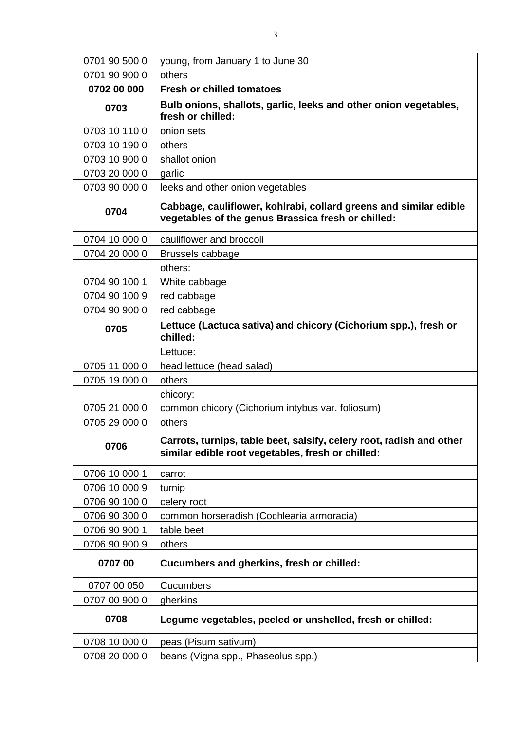| | |
|---|---|
| 0701 90 500 0 | young, from January 1 to June 30 |
| 0701 90 900 0 | others |
| **0702 00 000** | **Fresh or chilled tomatoes** |
| **0703** | **Bulb onions, shallots, garlic, leeks and other onion vegetables, fresh or chilled:** |
| 0703 10 110 0 | onion sets |
| 0703 10 190 0 | others |
| 0703 10 900 0 | shallot onion |
| 0703 20 000 0 | garlic |
| 0703 90 000 0 | leeks and other onion vegetables |
| **0704** | **Cabbage, cauliflower, kohlrabi, collard greens and similar edible vegetables of the genus Brassica fresh or chilled:** |
| 0704 10 000 0 | cauliflower and broccoli |
| 0704 20 000 0 | Brussels cabbage |
| | others: |
| 0704 90 100 1 | White cabbage |
| 0704 90 100 9 | red cabbage |
| 0704 90 900 0 | red cabbage |
| **0705** | **Lettuce (Lactuca sativa) and chicory (Cichorium spp.), fresh or chilled:** |
| | Lettuce: |
| 0705 11 000 0 | head lettuce (head salad) |
| 0705 19 000 0 | others |
| | chicory: |
| 0705 21 000 0 | common chicory (Cichorium intybus var. foliosum) |
| 0705 29 000 0 | others |
| **0706** | **Carrots, turnips, table beet, salsify, celery root, radish and other similar edible root vegetables, fresh or chilled:** |
| 0706 10 000 1 | carrot |
| 0706 10 000 9 | turnip |
| 0706 90 100 0 | celery root |
| 0706 90 300 0 | common horseradish (Cochlearia armoracia) |
| 0706 90 900 1 | table beet |
| 0706 90 900 9 | others |
| **0707 00** | **Cucumbers and gherkins, fresh or chilled:** |
| 0707 00 050 | Cucumbers |
| 0707 00 900 0 | gherkins |
| **0708** | **Legume vegetables, peeled or unshelled, fresh or chilled:** |
| 0708 10 000 0 | peas (Pisum sativum) |
| 0708 20 000 0 | beans (Vigna spp., Phaseolus spp.) |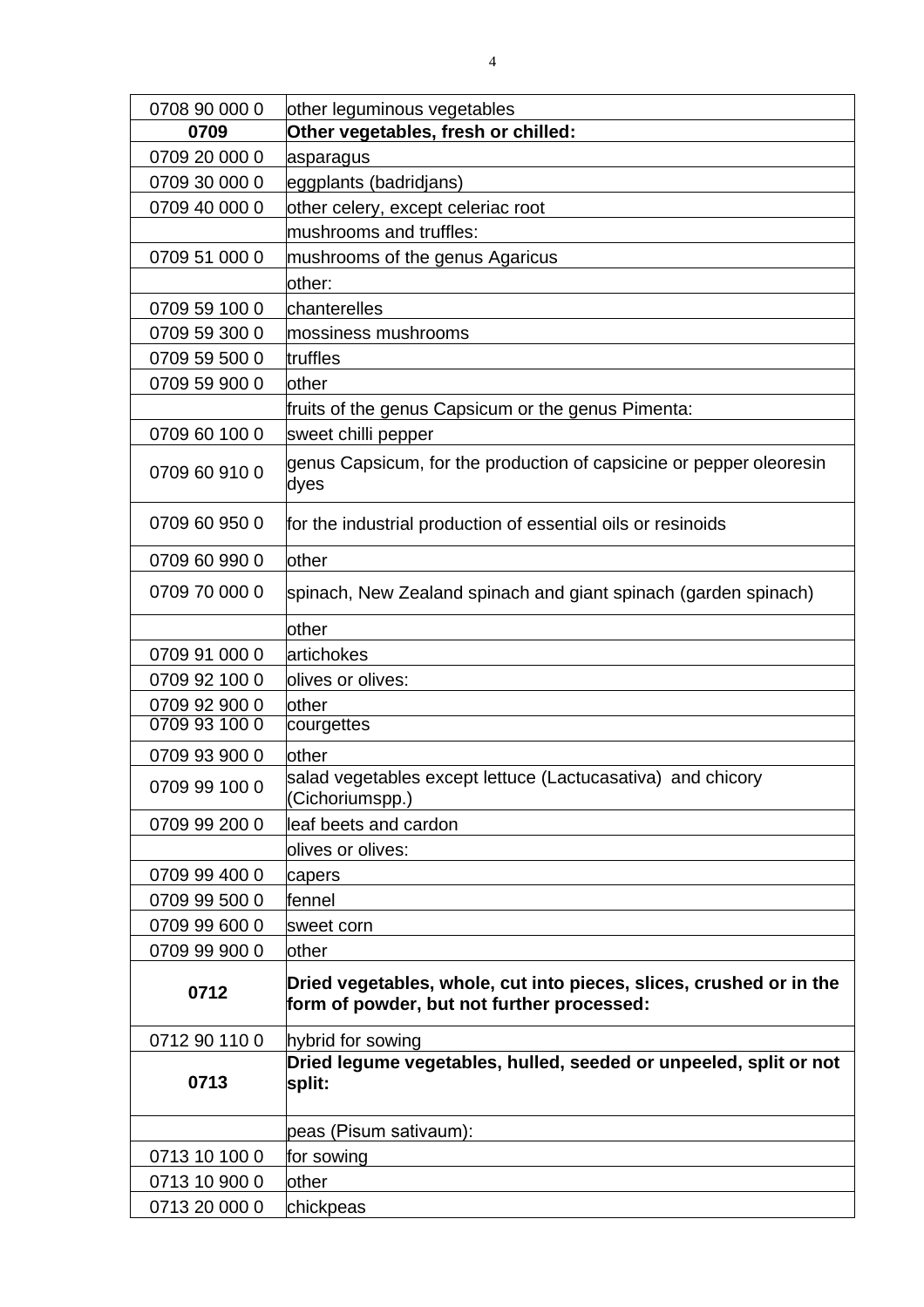| 0708 90 000 0 | other leguminous vegetables |
|---|---|
| **0709** | **Other vegetables, fresh or chilled:** |
| 0709 20 000 0 | asparagus |
| 0709 30 000 0 | eggplants (badridjans) |
| 0709 40 000 0 | other celery, except celeriac root |
| | mushrooms and truffles: |
| 0709 51 000 0 | mushrooms of the genus Agaricus |
| | other: |
| 0709 59 100 0 | chanterelles |
| 0709 59 300 0 | mossiness mushrooms |
| 0709 59 500 0 | truffles |
| 0709 59 900 0 | other |
| | fruits of the genus Capsicum or the genus Pimenta: |
| 0709 60 100 0 | sweet chilli pepper |
| 0709 60 910 0 | genus Capsicum, for the production of capsicine or pepper oleoresin dyes |
| 0709 60 950 0 | for the industrial production of essential oils or resinoids |
| 0709 60 990 0 | other |
| 0709 70 000 0 | spinach, New Zealand spinach and giant spinach (garden spinach) |
| | other |
| 0709 91 000 0 | artichokes |
| 0709 92 100 0 | olives or olives: |
| 0709 92 900 0 | other |
| 0709 93 100 0 | courgettes |
| 0709 93 900 0 | other |
| 0709 99 100 0 | salad vegetables except lettuce (Lactucasativa) and chicory (Cichoriumspp.) |
| 0709 99 200 0 | leaf beets and cardon |
| | olives or olives: |
| 0709 99 400 0 | capers |
| 0709 99 500 0 | fennel |
| 0709 99 600 0 | sweet corn |
| 0709 99 900 0 | other |
| **0712** | **Dried vegetables, whole, cut into pieces, slices, crushed or in the form of powder, but not further processed:** |
| 0712 90 110 0 | hybrid for sowing |
| **0713** | **Dried legume vegetables, hulled, seeded or unpeeled, split or not split:** |
| | peas (Pisum sativaum): |
| 0713 10 100 0 | for sowing |
| 0713 10 900 0 | other |
| 0713 20 000 0 | chickpeas |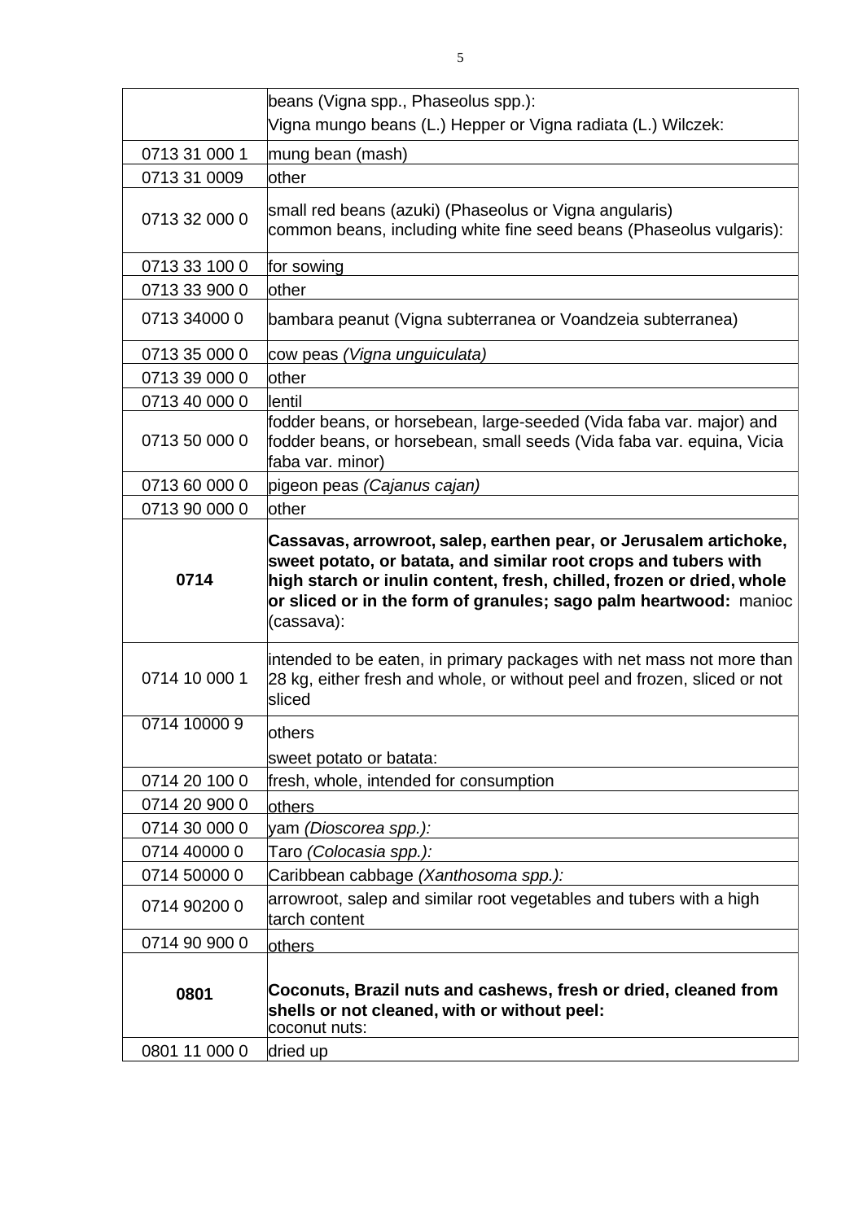| | |
|---|---|
| | beans (Vigna spp., Phaseolus spp.):<br>Vigna mungo beans (L.) Hepper or Vigna radiata (L.) Wilczek: |
| 0713 31 000 1 | mung bean (mash) |
| 0713 31 0009 | other |
| 0713 32 000 0 | small red beans (azuki) (Phaseolus or Vigna angularis)<br>common beans, including white fine seed beans (Phaseolus vulgaris): |
| 0713 33 100 0 | for sowing |
| 0713 33 900 0 | other |
| 0713 34000 0 | bambara peanut (Vigna subterranea or Voandzeia subterranea) |
| 0713 35 000 0 | cow peas *(Vigna unguiculata)* |
| 0713 39 000 0 | other |
| 0713 40 000 0 | lentil |
| 0713 50 000 0 | fodder beans, or horsebean, large-seeded (Vida faba var. major) and fodder beans, or horsebean, small seeds (Vida faba var. equina, Vicia faba var. minor) |
| 0713 60 000 0 | pigeon peas *(Cajanus cajan)* |
| 0713 90 000 0 | other |
| **0714** | **Cassavas, arrowroot, salep, earthen pear, or Jerusalem artichoke, sweet potato, or batata, and similar root crops and tubers with high starch or inulin content, fresh, chilled, frozen or dried, whole or sliced or in the form of granules; sago palm heartwood:** manioc (cassava): |
| 0714 10 000 1 | intended to be eaten, in primary packages with net mass not more than 28 kg, either fresh and whole, or without peel and frozen, sliced or not sliced |
| 0714 10000 9 | others<br>sweet potato or batata: |
| 0714 20 100 0 | fresh, whole, intended for consumption |
| 0714 20 900 0 | others |
| 0714 30 000 0 | yam *(Dioscorea spp.):* |
| 0714 40000 0 | Taro *(Colocasia spp.):* |
| 0714 50000 0 | Caribbean cabbage *(Xanthosoma spp.):* |
| 0714 90200 0 | arrowroot, salep and similar root vegetables and tubers with a high tarch content |
| 0714 90 900 0 | others |
| **0801** | **Coconuts, Brazil nuts and cashews, fresh or dried, cleaned from shells or not cleaned, with or without peel:**<br>coconut nuts: |
| 0801 11 000 0 | dried up |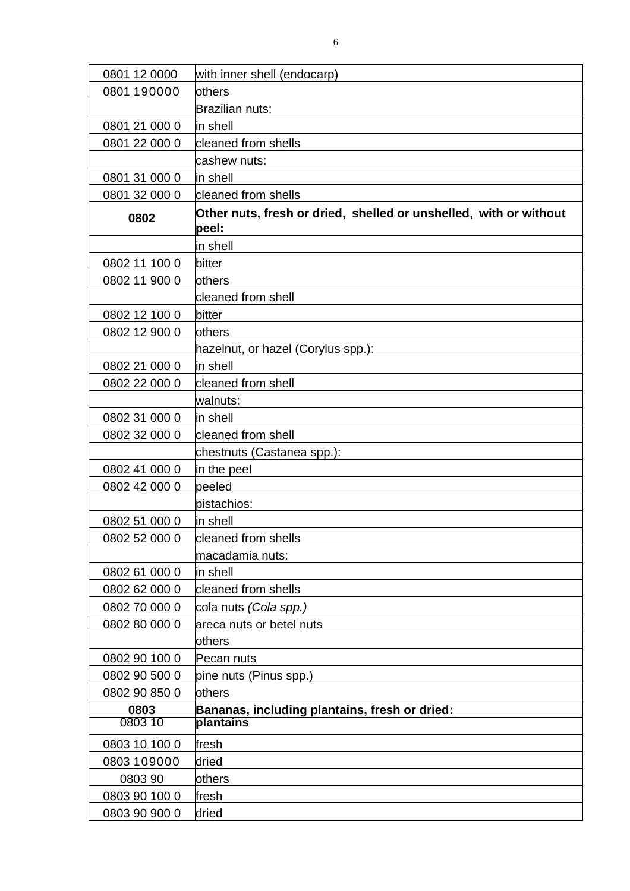| | |
|---|---|
| 0801 12 0000 | with inner shell (endocarp) |
| 0801 190000 | others |
| | Brazilian nuts: |
| 0801 21 000 0 | in shell |
| 0801 22 000 0 | cleaned from shells |
| | cashew nuts: |
| 0801 31 000 0 | in shell |
| 0801 32 000 0 | cleaned from shells |
| **0802** | **Other nuts, fresh or dried, shelled or unshelled, with or without peel:** |
| | in shell |
| 0802 11 100 0 | bitter |
| 0802 11 900 0 | others |
| | cleaned from shell |
| 0802 12 100 0 | bitter |
| 0802 12 900 0 | others |
| | hazelnut, or hazel (Corylus spp.): |
| 0802 21 000 0 | in shell |
| 0802 22 000 0 | cleaned from shell |
| | walnuts: |
| 0802 31 000 0 | in shell |
| 0802 32 000 0 | cleaned from shell |
| | chestnuts (Castanea spp.): |
| 0802 41 000 0 | in the peel |
| 0802 42 000 0 | peeled |
| | pistachios: |
| 0802 51 000 0 | in shell |
| 0802 52 000 0 | cleaned from shells |
| | macadamia nuts: |
| 0802 61 000 0 | in shell |
| 0802 62 000 0 | cleaned from shells |
| 0802 70 000 0 | cola nuts *(Cola spp.)* |
| 0802 80 000 0 | areca nuts or betel nuts |
| | others |
| 0802 90 100 0 | Pecan nuts |
| 0802 90 500 0 | pine nuts (Pinus spp.) |
| 0802 90 850 0 | others |
| **0803** | **Bananas, including plantains, fresh or dried:** |
| 0803 10 | **plantains** |
| 0803 10 100 0 | fresh |
| 0803 109000 | dried |
| 0803 90 | others |
| 0803 90 100 0 | fresh |
| 0803 90 900 0 | dried |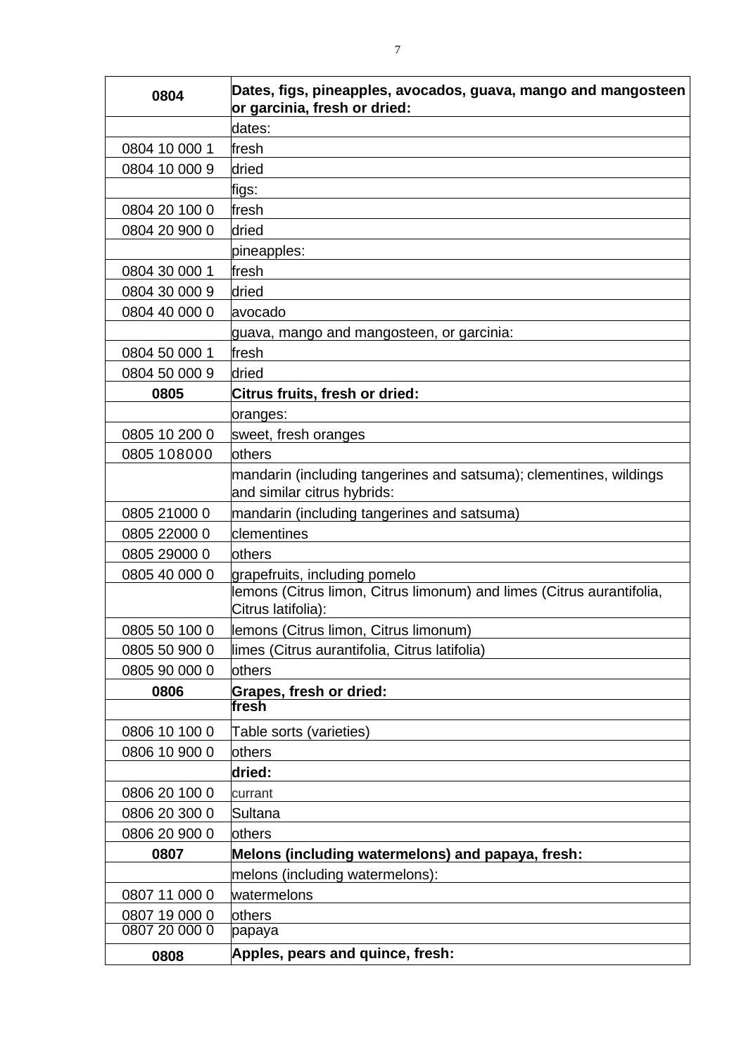| **0804** | **Dates, figs, pineapples, avocados, guava, mango and mangosteen or garcinia, fresh or dried:** |
|---|---|
| | dates: |
| 0804 10 000 1 | fresh |
| 0804 10 000 9 | dried |
| | figs: |
| 0804 20 100 0 | fresh |
| 0804 20 900 0 | dried |
| | pineapples: |
| 0804 30 000 1 | fresh |
| 0804 30 000 9 | dried |
| 0804 40 000 0 | avocado |
| | guava, mango and mangosteen, or garcinia: |
| 0804 50 000 1 | fresh |
| 0804 50 000 9 | dried |
| **0805** | **Citrus fruits, fresh or dried:** |
| | oranges: |
| 0805 10 200 0 | sweet, fresh oranges |
| 0805 108000 | others |
| | mandarin (including tangerines and satsuma); clementines, wildings and similar citrus hybrids: |
| 0805 21000 0 | mandarin (including tangerines and satsuma) |
| 0805 22000 0 | clementines |
| 0805 29000 0 | others |
| 0805 40 000 0 | grapefruits, including pomelo |
| | lemons (Citrus limon, Citrus limonum) and limes (Citrus aurantifolia, Citrus latifolia): |
| 0805 50 100 0 | lemons (Citrus limon, Citrus limonum) |
| 0805 50 900 0 | limes (Citrus aurantifolia, Citrus latifolia) |
| 0805 90 000 0 | others |
| **0806** | **Grapes, fresh or dried:** |
| | **fresh** |
| 0806 10 100 0 | Table sorts (varieties) |
| 0806 10 900 0 | others |
| | **dried:** |
| 0806 20 100 0 | currant |
| 0806 20 300 0 | Sultana |
| 0806 20 900 0 | others |
| **0807** | **Melons (including watermelons) and papaya, fresh:** |
| | melons (including watermelons): |
| 0807 11 000 0 | watermelons |
| 0807 19 000 0 | others |
| 0807 20 000 0 | papaya |
| **0808** | **Apples, pears and quince, fresh:** |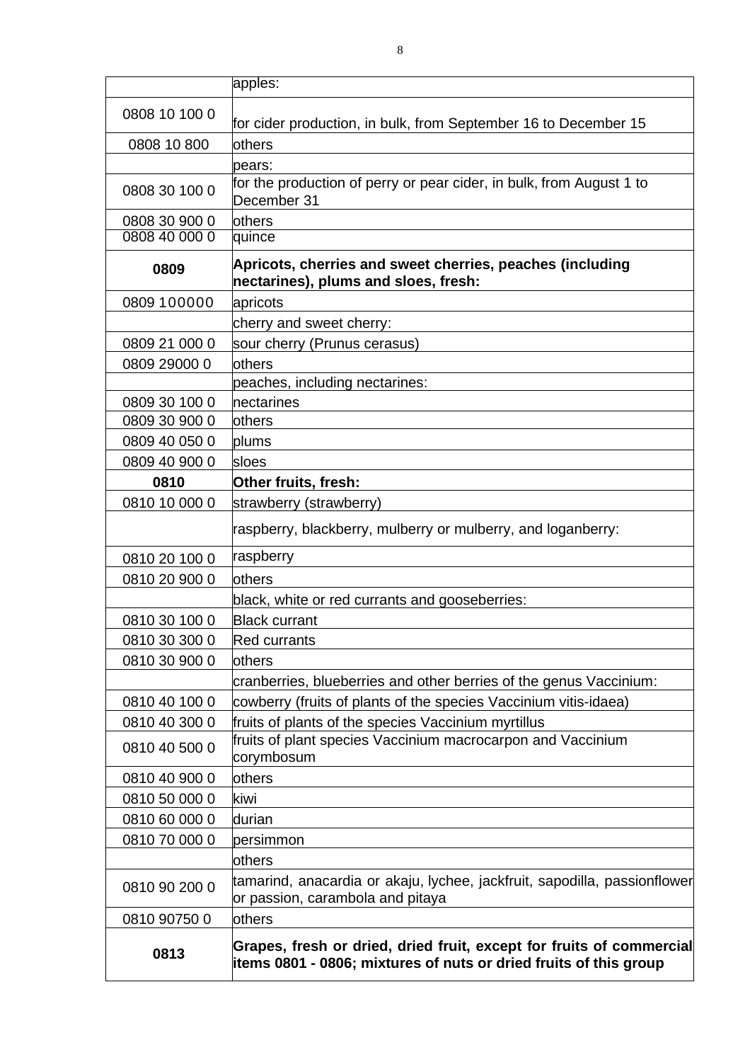| | |
|---|---|
| | apples: |
| 0808 10 100 0 | for cider production, in bulk, from September 16 to December 15 |
| 0808 10 800 | others |
| | pears: |
| 0808 30 100 0 | for the production of perry or pear cider, in bulk, from August 1 to December 31 |
| 0808 30 900 0 | others |
| 0808 40 000 0 | quince |
| **0809** | **Apricots, cherries and sweet cherries, peaches (including nectarines), plums and sloes, fresh:** |
| 0809 100000 | apricots |
| | cherry and sweet cherry: |
| 0809 21 000 0 | sour cherry (Prunus cerasus) |
| 0809 29000 0 | others |
| | peaches, including nectarines: |
| 0809 30 100 0 | nectarines |
| 0809 30 900 0 | others |
| 0809 40 050 0 | plums |
| 0809 40 900 0 | sloes |
| **0810** | **Other fruits, fresh:** |
| 0810 10 000 0 | strawberry (strawberry) |
| | raspberry, blackberry, mulberry or mulberry, and loganberry: |
| 0810 20 100 0 | raspberry |
| 0810 20 900 0 | others |
| | black, white or red currants and gooseberries: |
| 0810 30 100 0 | Black currant |
| 0810 30 300 0 | Red currants |
| 0810 30 900 0 | others |
| | cranberries, blueberries and other berries of the genus Vaccinium: |
| 0810 40 100 0 | cowberry (fruits of plants of the species Vaccinium vitis-idaea) |
| 0810 40 300 0 | fruits of plants of the species Vaccinium myrtillus |
| 0810 40 500 0 | fruits of plant species Vaccinium macrocarpon and Vaccinium corymbosum |
| 0810 40 900 0 | others |
| 0810 50 000 0 | kiwi |
| 0810 60 000 0 | durian |
| 0810 70 000 0 | persimmon |
| | others |
| 0810 90 200 0 | tamarind, anacardia or akaju, lychee, jackfruit, sapodilla, passionflower or passion, carambola and pitaya |
| 0810 90750 0 | others |
| **0813** | **Grapes, fresh or dried, dried fruit, except for fruits of commercial items 0801 - 0806; mixtures of nuts or dried fruits of this group** |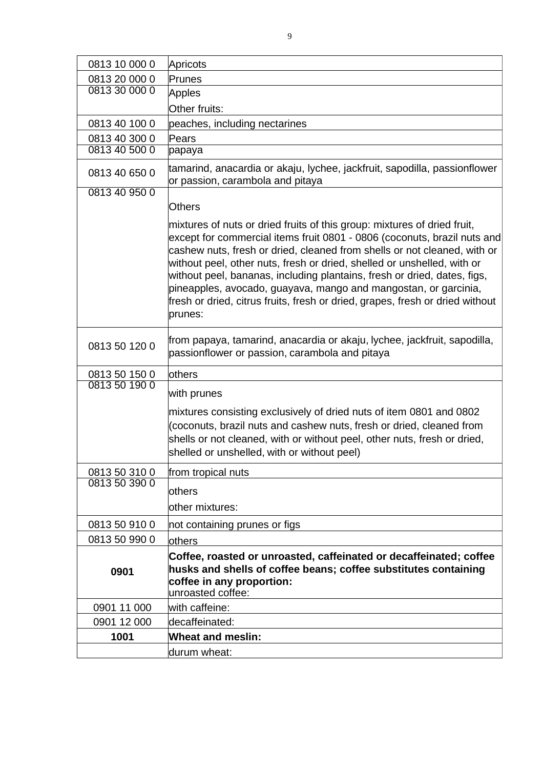| | |
|---|---|
| 0813 10 000 0 | Apricots |
| 0813 20 000 0 | Prunes |
| 0813 30 000 0 | Apples<br>Other fruits: |
| 0813 40 100 0 | peaches, including nectarines |
| 0813 40 300 0 | Pears |
| 0813 40 500 0 | papaya |
| 0813 40 650 0 | tamarind, anacardia or akaju, lychee, jackfruit, sapodilla, passionflower or passion, carambola and pitaya |
| 0813 40 950 0 | Others<br>mixtures of nuts or dried fruits of this group: mixtures of dried fruit, except for commercial items fruit 0801 - 0806 (coconuts, brazil nuts and cashew nuts, fresh or dried, cleaned from shells or not cleaned, with or without peel, other nuts, fresh or dried, shelled or unshelled, with or without peel, bananas, including plantains, fresh or dried, dates, figs, pineapples, avocado, guayava, mango and mangostan, or garcinia, fresh or dried, citrus fruits, fresh or dried, grapes, fresh or dried without prunes: |
| 0813 50 120 0 | from papaya, tamarind, anacardia or akaju, lychee, jackfruit, sapodilla, passionflower or passion, carambola and pitaya |
| 0813 50 150 0 | others |
| 0813 50 190 0 | with prunes<br>mixtures consisting exclusively of dried nuts of item 0801 and 0802 (coconuts, brazil nuts and cashew nuts, fresh or dried, cleaned from shells or not cleaned, with or without peel, other nuts, fresh or dried, shelled or unshelled, with or without peel) |
| 0813 50 310 0 | from tropical nuts |
| 0813 50 390 0 | others<br>other mixtures: |
| 0813 50 910 0 | not containing prunes or figs |
| 0813 50 990 0 | others |
| **0901** | **Coffee, roasted or unroasted, caffeinated or decaffeinated; coffee husks and shells of coffee beans; coffee substitutes containing coffee in any proportion:**<br>unroasted coffee: |
| 0901 11 000 | with caffeine: |
| 0901 12 000 | decaffeinated: |
| **1001** | **Wheat and meslin:** |
| | durum wheat: |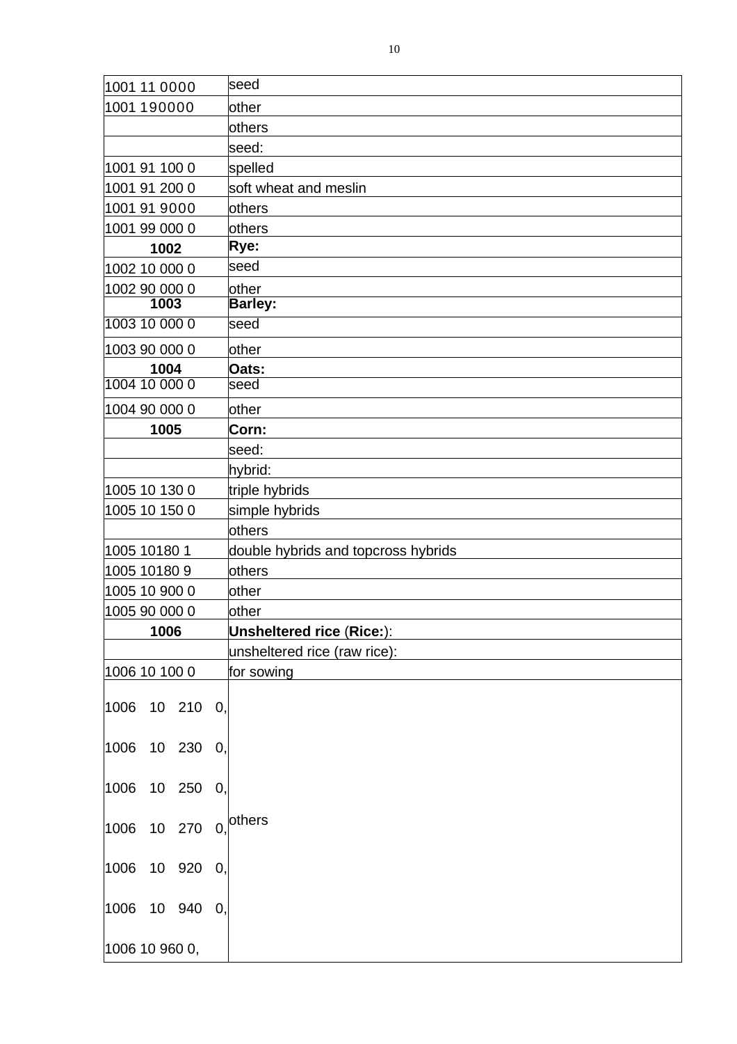| | |
|---|---|
| 1001 11 0000 | seed |
| 1001 190000 | other |
| | others |
| | seed: |
| 1001 91 100 0 | spelled |
| 1001 91 200 0 | soft wheat and meslin |
| 1001 91 9000 | others |
| 1001 99 000 0 | others |
| **1002** | **Rye:** |
| 1002 10 000 0 | seed |
| 1002 90 000 0 | other |
| **1003** | **Barley:** |
| 1003 10 000 0 | seed |
| 1003 90 000 0 | other |
| **1004** | **Oats:** |
| 1004 10 000 0 | seed |
| 1004 90 000 0 | other |
| **1005** | **Corn:** |
| | seed: |
| | hybrid: |
| 1005 10 130 0 | triple hybrids |
| 1005 10 150 0 | simple hybrids |
| | others |
| 1005 10180 1 | double hybrids and topcross hybrids |
| 1005 10180 9 | others |
| 1005 10 900 0 | other |
| 1005 90 000 0 | other |
| **1006** | **Unsheltered rice** (**Rice:**): |
| | unsheltered rice (raw rice): |
| 1006 10 100 0 | for sowing |
| 1006 10 210 0, 1006 10 230 0, 1006 10 250 0, 1006 10 270 0, 1006 10 920 0, 1006 10 940 0, 1006 10 960 0, | others |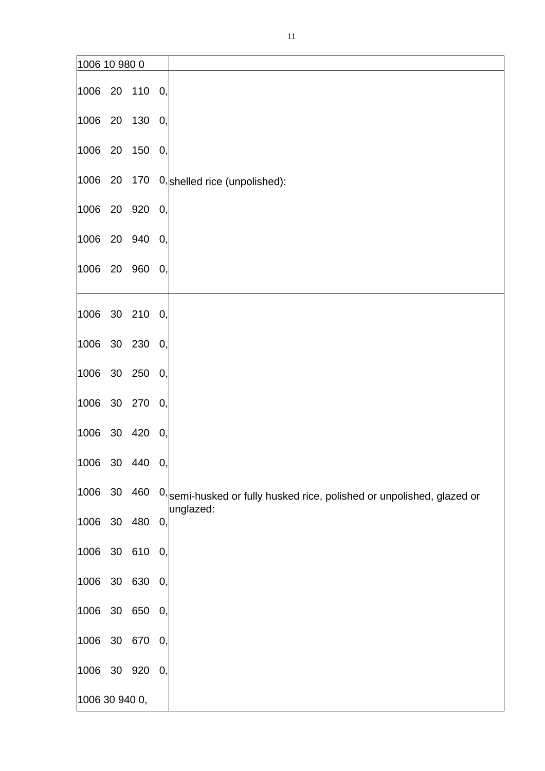| | |
|---|---|
| 1006 10 980 0 | |
| 1006 20 110 0,<br>1006 20 130 0,<br>1006 20 150 0,<br>1006 20 170 0,<br>1006 20 920 0,<br>1006 20 940 0,<br>1006 20 960 0, | shelled rice (unpolished): |
| 1006 30 210 0,<br>1006 30 230 0,<br>1006 30 250 0,<br>1006 30 270 0,<br>1006 30 420 0,<br>1006 30 440 0,<br>1006 30 460 0,<br>1006 30 480 0,<br>1006 30 610 0,<br>1006 30 630 0,<br>1006 30 650 0,<br>1006 30 670 0,<br>1006 30 920 0,<br>1006 30 940 0, | semi-husked or fully husked rice, polished or unpolished, glazed or unglazed: |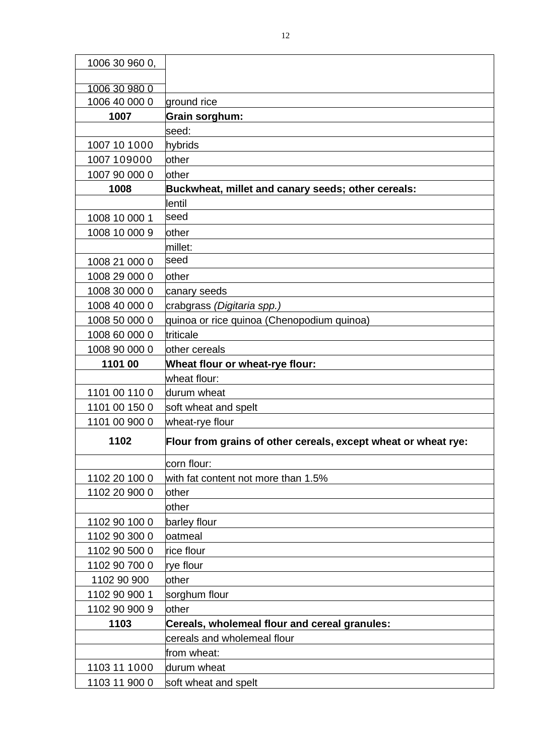| 1006 30 960 0,<br><br>1006 30 980 0 | |
|---|---|
| 1006 40 000 0 | ground rice |
| **1007** | **Grain sorghum:** |
| | seed: |
| 1007 10 1000 | hybrids |
| 1007 109000 | other |
| 1007 90 000 0 | other |
| **1008** | **Buckwheat, millet and canary seeds; other cereals:** |
| | lentil |
| 1008 10 000 1 | seed |
| 1008 10 000 9 | other |
| | millet: |
| 1008 21 000 0 | seed |
| 1008 29 000 0 | other |
| 1008 30 000 0 | canary seeds |
| 1008 40 000 0 | crabgrass *(Digitaria spp.)* |
| 1008 50 000 0 | quinoa or rice quinoa (Chenopodium quinoa) |
| 1008 60 000 0 | triticale |
| 1008 90 000 0 | other cereals |
| **1101 00** | **Wheat flour or wheat-rye flour:** |
| | wheat flour: |
| 1101 00 110 0 | durum wheat |
| 1101 00 150 0 | soft wheat and spelt |
| 1101 00 900 0 | wheat-rye flour |
| **1102** | **Flour from grains of other cereals, except wheat or wheat rye:** |
| | corn flour: |
| 1102 20 100 0 | with fat content not more than 1.5% |
| 1102 20 900 0 | other |
| | other |
| 1102 90 100 0 | barley flour |
| 1102 90 300 0 | oatmeal |
| 1102 90 500 0 | rice flour |
| 1102 90 700 0 | rye flour |
| 1102 90 900 | other |
| 1102 90 900 1 | sorghum flour |
| 1102 90 900 9 | other |
| **1103** | **Cereals, wholemeal flour and cereal granules:** |
| | cereals and wholemeal flour |
| | from wheat: |
| 1103 11 1000 | durum wheat |
| 1103 11 900 0 | soft wheat and spelt |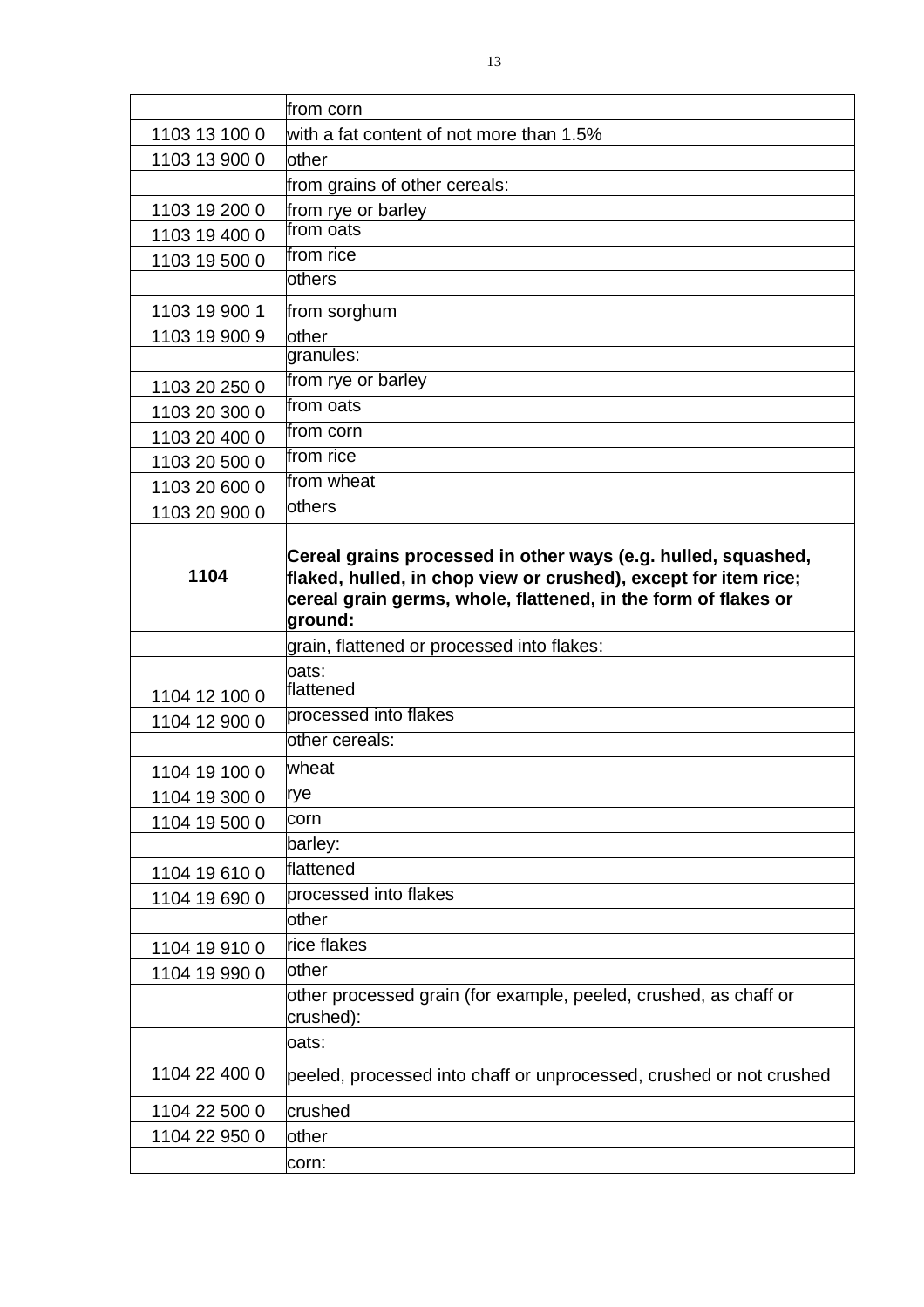| | |
|---|---|
| | from corn |
| 1103 13 100 0 | with a fat content of not more than 1.5% |
| 1103 13 900 0 | other |
| | from grains of other cereals: |
| 1103 19 200 0 | from rye or barley |
| 1103 19 400 0 | from oats |
| 1103 19 500 0 | from rice |
| | others |
| 1103 19 900 1 | from sorghum |
| 1103 19 900 9 | other |
| | granules: |
| 1103 20 250 0 | from rye or barley |
| 1103 20 300 0 | from oats |
| 1103 20 400 0 | from corn |
| 1103 20 500 0 | from rice |
| 1103 20 600 0 | from wheat |
| 1103 20 900 0 | others |
| **1104** | **Cereal grains processed in other ways (e.g. hulled, squashed, flaked, hulled, in chop view or crushed), except for item rice; cereal grain germs, whole, flattened, in the form of flakes or ground:** |
| | grain, flattened or processed into flakes: |
| | oats: |
| 1104 12 100 0 | flattened |
| 1104 12 900 0 | processed into flakes |
| | other cereals: |
| 1104 19 100 0 | wheat |
| 1104 19 300 0 | rye |
| 1104 19 500 0 | corn |
| | barley: |
| 1104 19 610 0 | flattened |
| 1104 19 690 0 | processed into flakes |
| | other |
| 1104 19 910 0 | rice flakes |
| 1104 19 990 0 | other |
| | other processed grain (for example, peeled, crushed, as chaff or crushed): |
| | oats: |
| 1104 22 400 0 | peeled, processed into chaff or unprocessed, crushed or not crushed |
| 1104 22 500 0 | crushed |
| 1104 22 950 0 | other |
| | corn: |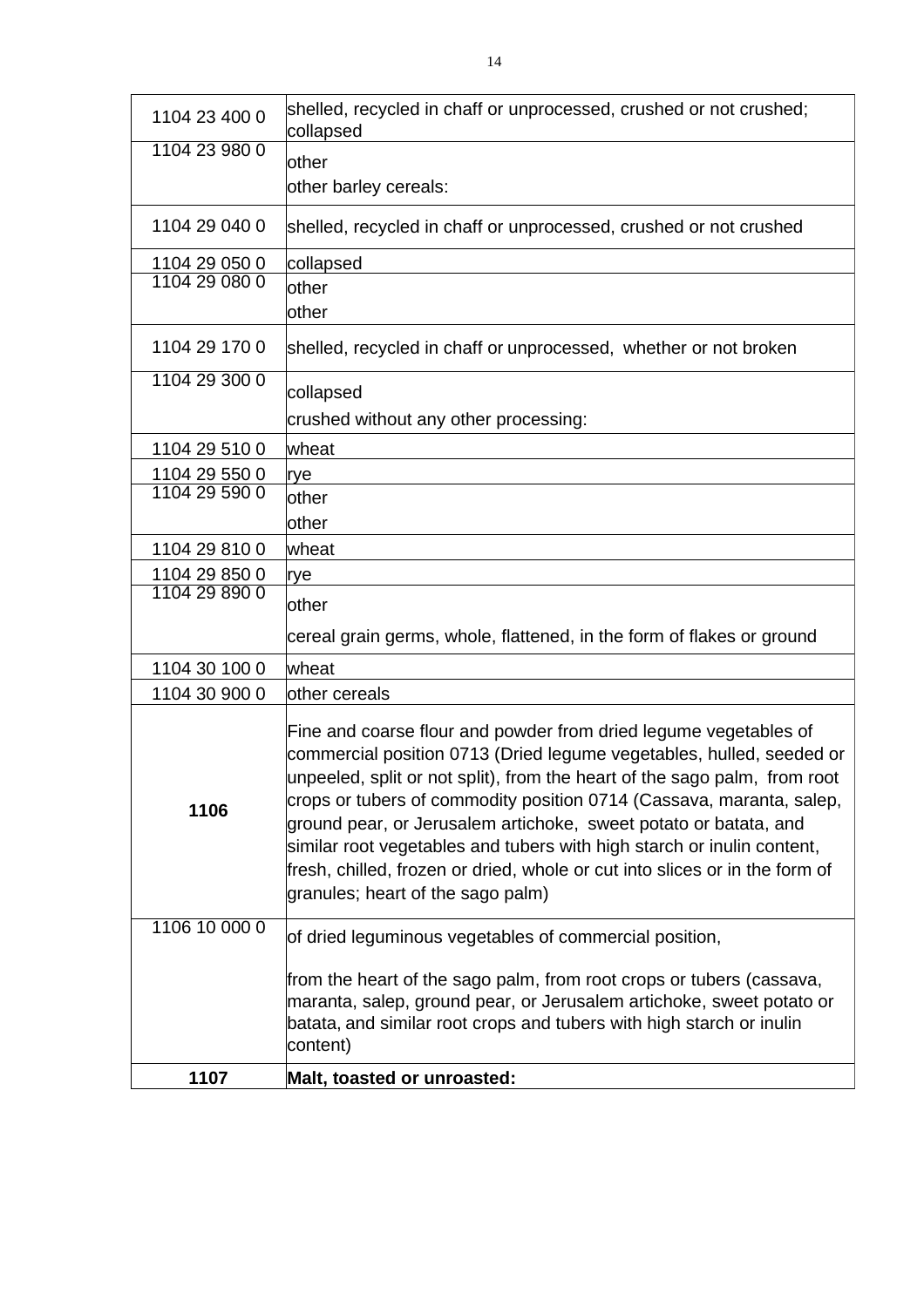| | |
|---|---|
| 1104 23 400 0 | shelled, recycled in chaff or unprocessed, crushed or not crushed; collapsed |
| 1104 23 980 0 | other<br>other barley cereals: |
| 1104 29 040 0 | shelled, recycled in chaff or unprocessed, crushed or not crushed |
| 1104 29 050 0 | collapsed |
| 1104 29 080 0 | other<br>other |
| 1104 29 170 0 | shelled, recycled in chaff or unprocessed, whether or not broken |
| 1104 29 300 0 | collapsed<br>crushed without any other processing: |
| 1104 29 510 0 | wheat |
| 1104 29 550 0 | rye |
| 1104 29 590 0 | other<br>other |
| 1104 29 810 0 | wheat |
| 1104 29 850 0 | rye |
| 1104 29 890 0 | other<br>cereal grain germs, whole, flattened, in the form of flakes or ground |
| 1104 30 100 0 | wheat |
| 1104 30 900 0 | other cereals |
| **1106** | Fine and coarse flour and powder from dried legume vegetables of commercial position 0713 (Dried legume vegetables, hulled, seeded or unpeeled, split or not split), from the heart of the sago palm, from root crops or tubers of commodity position 0714 (Cassava, maranta, salep, ground pear, or Jerusalem artichoke, sweet potato or batata, and similar root vegetables and tubers with high starch or inulin content, fresh, chilled, frozen or dried, whole or cut into slices or in the form of granules; heart of the sago palm) |
| 1106 10 000 0 | of dried leguminous vegetables of commercial position,<br><br>from the heart of the sago palm, from root crops or tubers (cassava, maranta, salep, ground pear, or Jerusalem artichoke, sweet potato or batata, and similar root crops and tubers with high starch or inulin content) |
| **1107** | **Malt, toasted or unroasted:** |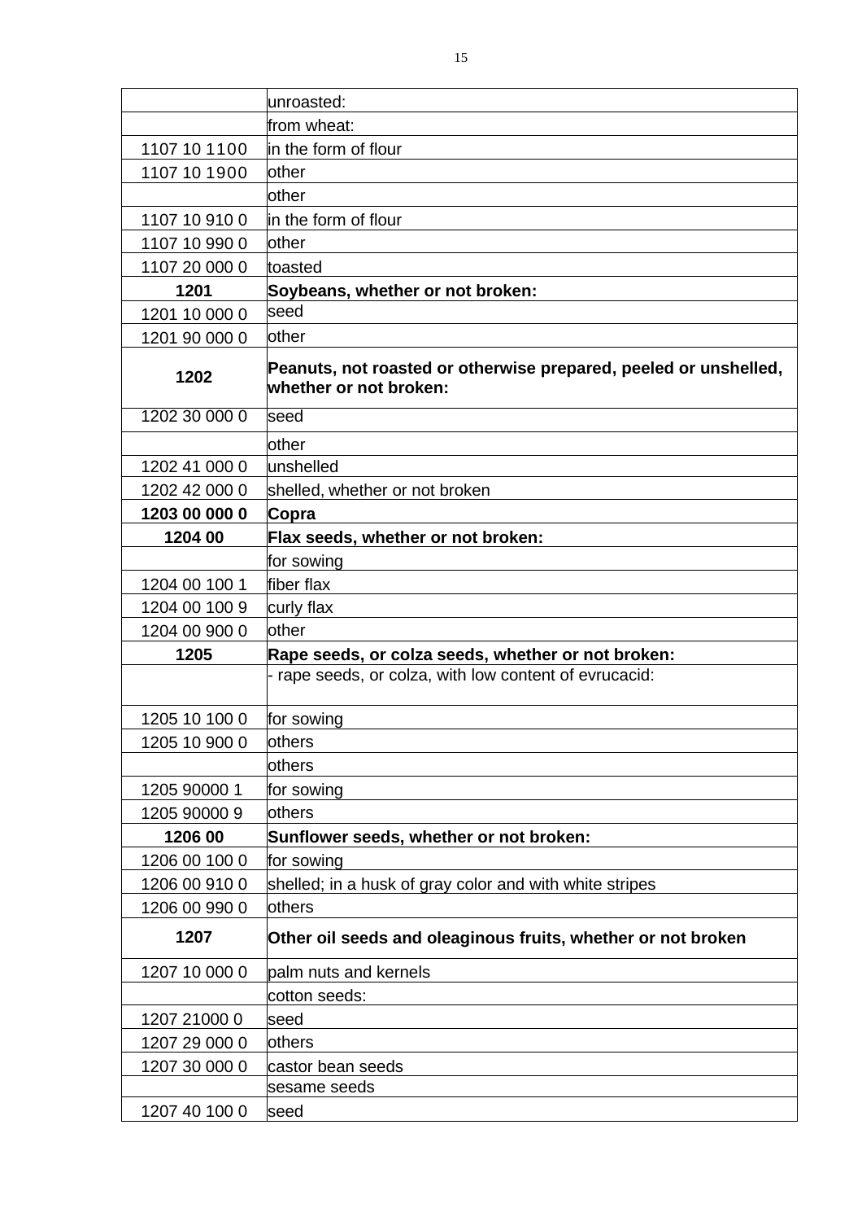| | |
|---|---|
| | unroasted: |
| | from wheat: |
| 1107 10 1100 | in the form of flour |
| 1107 10 1900 | other |
| | other |
| 1107 10 910 0 | in the form of flour |
| 1107 10 990 0 | other |
| 1107 20 000 0 | toasted |
| **1201** | **Soybeans, whether or not broken:** |
| 1201 10 000 0 | seed |
| 1201 90 000 0 | other |
| **1202** | **Peanuts, not roasted or otherwise prepared, peeled or unshelled, whether or not broken:** |
| 1202 30 000 0 | seed |
| | other |
| 1202 41 000 0 | unshelled |
| 1202 42 000 0 | shelled, whether or not broken |
| **1203 00 000 0** | **Copra** |
| **1204 00** | **Flax seeds, whether or not broken:** |
| | for sowing |
| 1204 00 100 1 | fiber flax |
| 1204 00 100 9 | curly flax |
| 1204 00 900 0 | other |
| **1205** | **Rape seeds, or colza seeds, whether or not broken:** |
| | - rape seeds, or colza, with low content of evrucacid: |
| 1205 10 100 0 | for sowing |
| 1205 10 900 0 | others |
| | others |
| 1205 90000 1 | for sowing |
| 1205 90000 9 | others |
| **1206 00** | **Sunflower seeds, whether or not broken:** |
| 1206 00 100 0 | for sowing |
| 1206 00 910 0 | shelled; in a husk of gray color and with white stripes |
| 1206 00 990 0 | others |
| **1207** | **Other oil seeds and oleaginous fruits, whether or not broken** |
| 1207 10 000 0 | palm nuts and kernels |
| | cotton seeds: |
| 1207 21000 0 | seed |
| 1207 29 000 0 | others |
| 1207 30 000 0 | castor bean seeds |
| | sesame seeds |
| 1207 40 100 0 | seed |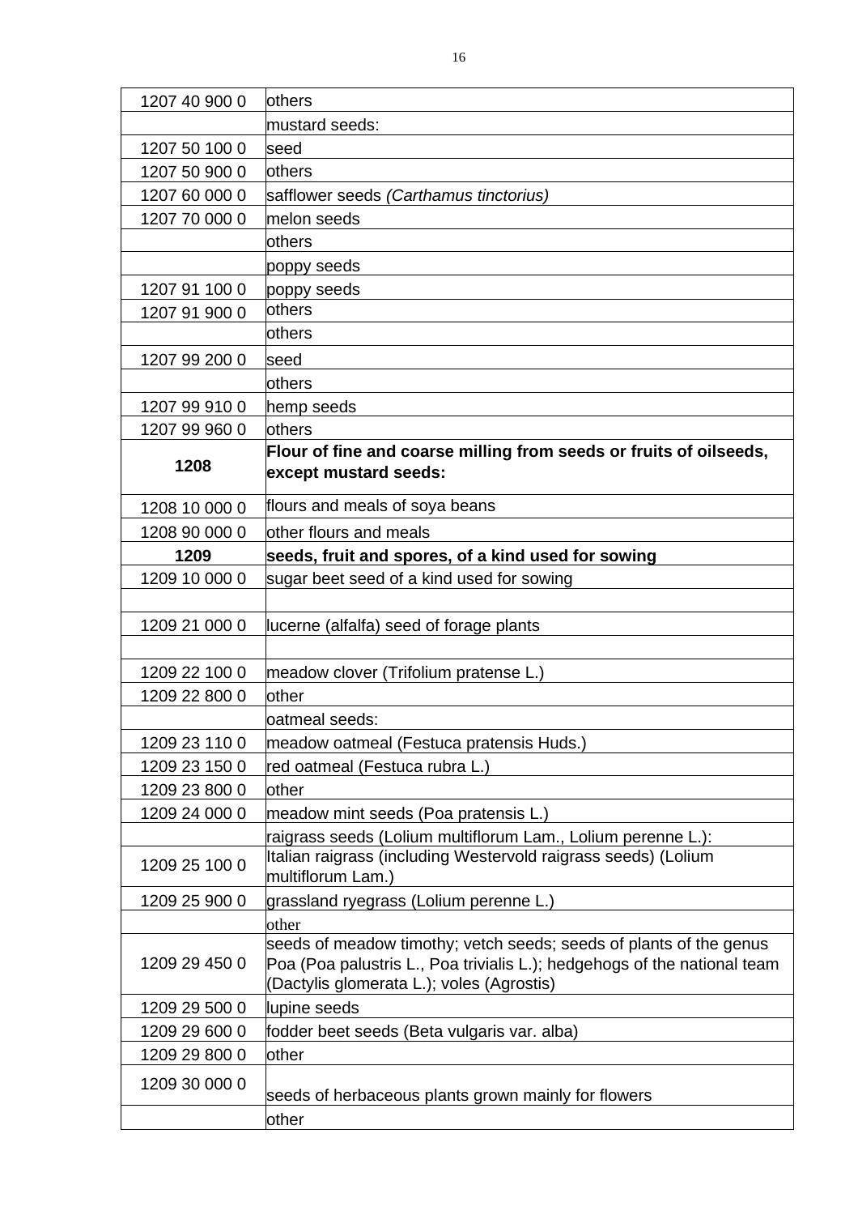| 1207 40 900 0 | others |
|---|---|
| | mustard seeds: |
| 1207 50 100 0 | seed |
| 1207 50 900 0 | others |
| 1207 60 000 0 | safflower seeds *(Carthamus tinctorius)* |
| 1207 70 000 0 | melon seeds |
| | others |
| | poppy seeds |
| 1207 91 100 0 | poppy seeds |
| 1207 91 900 0 | others |
| | others |
| 1207 99 200 0 | seed |
| | others |
| 1207 99 910 0 | hemp seeds |
| 1207 99 960 0 | others |
| **1208** | **Flour of fine and coarse milling from seeds or fruits of oilseeds, except mustard seeds:** |
| 1208 10 000 0 | flours and meals of soya beans |
| 1208 90 000 0 | other flours and meals |
| **1209** | **seeds, fruit and spores, of a kind used for sowing** |
| 1209 10 000 0 | sugar beet seed of a kind used for sowing |
| | |
| 1209 21 000 0 | lucerne (alfalfa) seed of forage plants |
| | |
| 1209 22 100 0 | meadow clover (Trifolium pratense L.) |
| 1209 22 800 0 | other |
| | oatmeal seeds: |
| 1209 23 110 0 | meadow oatmeal (Festuca pratensis Huds.) |
| 1209 23 150 0 | red oatmeal (Festuca rubra L.) |
| 1209 23 800 0 | other |
| 1209 24 000 0 | meadow mint seeds (Poa pratensis L.) |
| | raigrass seeds (Lolium multiflorum Lam., Lolium perenne L.): |
| 1209 25 100 0 | Italian raigrass (including Westervold raigrass seeds) (Lolium multiflorum Lam.) |
| 1209 25 900 0 | grassland ryegrass (Lolium perenne L.) |
| | other |
| 1209 29 450 0 | seeds of meadow timothy; vetch seeds; seeds of plants of the genus Poa (Poa palustris L., Poa trivialis L.); hedgehogs of the national team (Dactylis glomerata L.); voles (Agrostis) |
| 1209 29 500 0 | lupine seeds |
| 1209 29 600 0 | fodder beet seeds (Beta vulgaris var. alba) |
| 1209 29 800 0 | other |
| 1209 30 000 0 | seeds of herbaceous plants grown mainly for flowers |
| | other |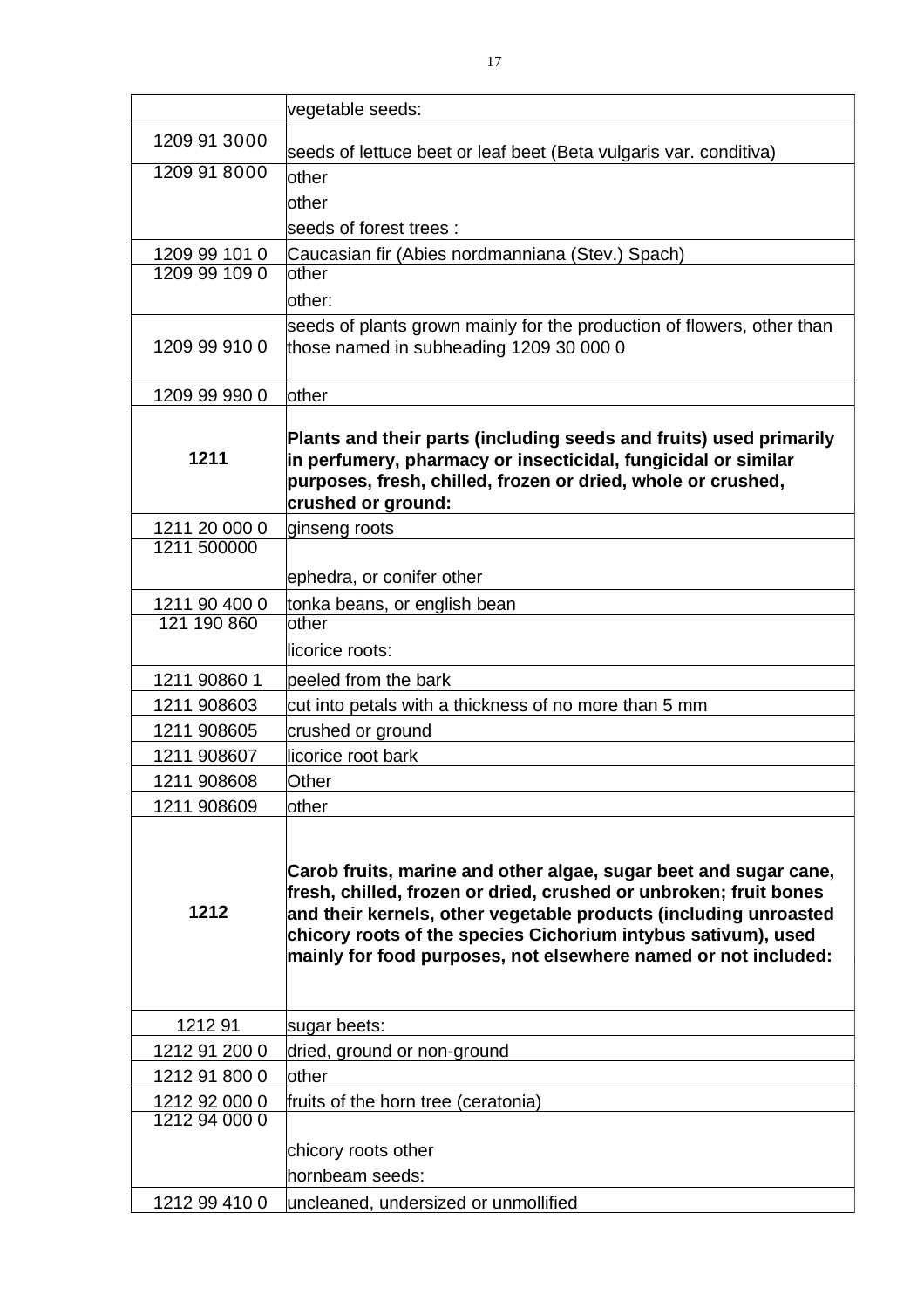| | |
|---|---|
| | vegetable seeds: |
| 1209 91 3000 | seeds of lettuce beet or leaf beet (Beta vulgaris var. conditiva) |
| 1209 91 8000 | other<br>other<br>seeds of forest trees : |
| 1209 99 101 0 | Caucasian fir (Abies nordmanniana (Stev.) Spach) |
| 1209 99 109 0 | other<br>other: |
| 1209 99 910 0 | seeds of plants grown mainly for the production of flowers, other than those named in subheading 1209 30 000 0 |
| 1209 99 990 0 | other |
| **1211** | **Plants and their parts (including seeds and fruits) used primarily in perfumery, pharmacy or insecticidal, fungicidal or similar purposes, fresh, chilled, frozen or dried, whole or crushed, crushed or ground:** |
| 1211 20 000 0 | ginseng roots |
| 1211 500000 | ephedra, or conifer other |
| 1211 90 400 0 | tonka beans, or english bean |
| 121 190 860 | other<br>licorice roots: |
| 1211 90860 1 | peeled from the bark |
| 1211 908603 | cut into petals with a thickness of no more than 5 mm |
| 1211 908605 | crushed or ground |
| 1211 908607 | licorice root bark |
| 1211 908608 | Other |
| 1211 908609 | other |
| **1212** | **Carob fruits, marine and other algae, sugar beet and sugar cane, fresh, chilled, frozen or dried, crushed or unbroken; fruit bones and their kernels, other vegetable products (including unroasted chicory roots of the species Cichorium intybus sativum), used mainly for food purposes, not elsewhere named or not included:** |
| 1212 91 | sugar beets: |
| 1212 91 200 0 | dried, ground or non-ground |
| 1212 91 800 0 | other |
| 1212 92 000 0 | fruits of the horn tree (ceratonia) |
| 1212 94 000 0 | chicory roots other<br>hornbeam seeds: |
| 1212 99 410 0 | uncleaned, undersized or unmollified |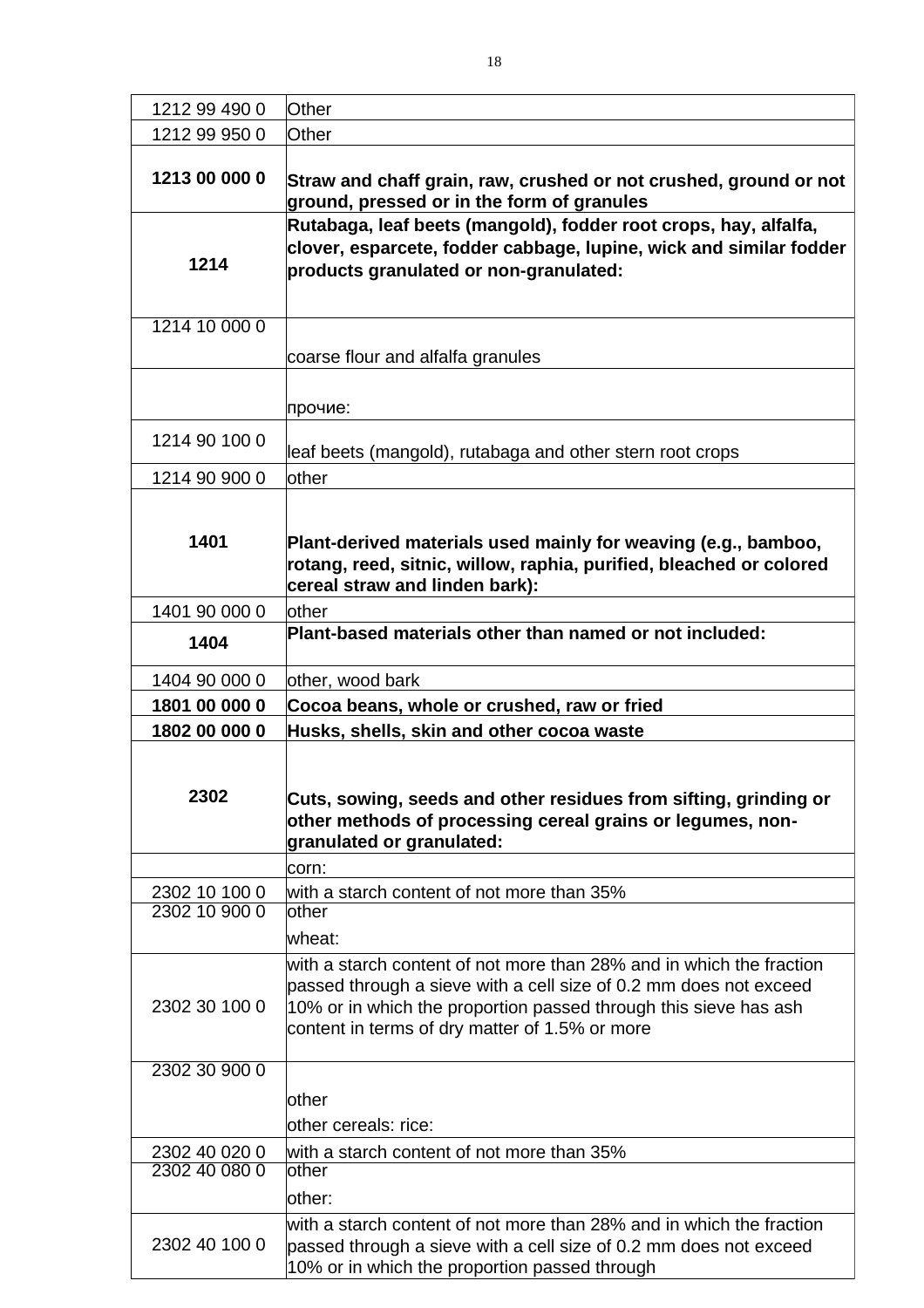| | |
|---|---|
| 1212 99 490 0 | Other |
| 1212 99 950 0 | Other |
| **1213 00 000 0** | **Straw and chaff grain, raw, crushed or not crushed, ground or not ground, pressed or in the form of granules** |
| **1214** | **Rutabaga, leaf beets (mangold), fodder root crops, hay, alfalfa, clover, esparcete, fodder cabbage, lupine, wick and similar fodder products granulated or non-granulated:** |
| 1214 10 000 0 | coarse flour and alfalfa granules |
| | прочие: |
| 1214 90 100 0 | leaf beets (mangold), rutabaga and other stern root crops |
| 1214 90 900 0 | other |
| **1401** | **Plant-derived materials used mainly for weaving (e.g., bamboo, rotang, reed, sitnic, willow, raphia, purified, bleached or colored cereal straw and linden bark):** |
| 1401 90 000 0 | other |
| **1404** | **Plant-based materials other than named or not included:** |
| 1404 90 000 0 | other, wood bark |
| **1801 00 000 0** | **Cocoa beans, whole or crushed, raw or fried** |
| **1802 00 000 0** | **Husks, shells, skin and other cocoa waste** |
| **2302** | **Cuts, sowing, seeds and other residues from sifting, grinding or other methods of processing cereal grains or legumes, non-granulated or granulated:** |
| | corn: |
| 2302 10 100 0 | with a starch content of not more than 35% |
| 2302 10 900 0 | other<br>wheat: |
| 2302 30 100 0 | with a starch content of not more than 28% and in which the fraction passed through a sieve with a cell size of 0.2 mm does not exceed 10% or in which the proportion passed through this sieve has ash content in terms of dry matter of 1.5% or more |
| 2302 30 900 0 | other<br>other cereals: rice: |
| 2302 40 020 0 | with a starch content of not more than 35% |
| 2302 40 080 0 | other<br>other: |
| 2302 40 100 0 | with a starch content of not more than 28% and in which the fraction passed through a sieve with a cell size of 0.2 mm does not exceed 10% or in which the proportion passed through |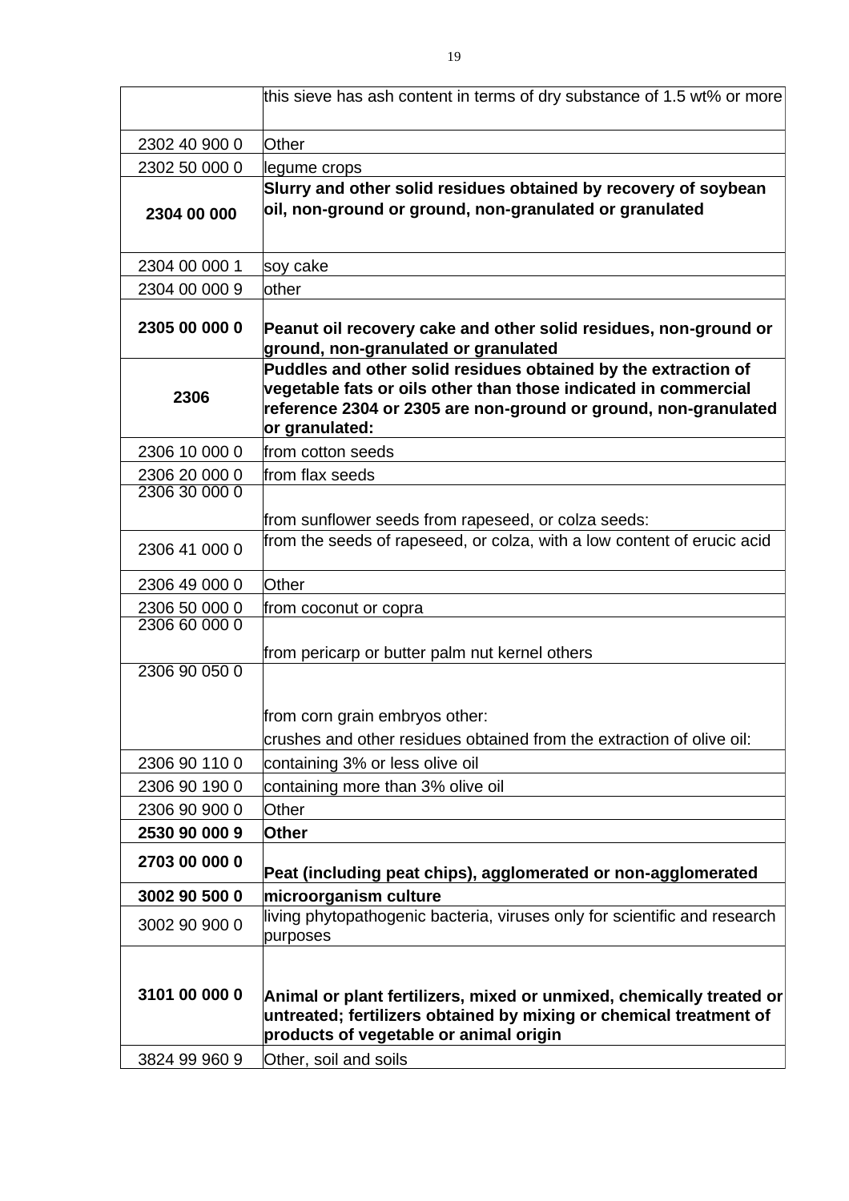| | |
|---|---|
| | this sieve has ash content in terms of dry substance of 1.5 wt% or more |
| 2302 40 900 0 | Other |
| 2302 50 000 0 | legume crops |
| **2304 00 000** | **Slurry and other solid residues obtained by recovery of soybean oil, non-ground or ground, non-granulated or granulated** |
| 2304 00 000 1 | soy cake |
| 2304 00 000 9 | other |
| **2305 00 000 0** | **Peanut oil recovery cake and other solid residues, non-ground or ground, non-granulated or granulated** |
| **2306** | **Puddles and other solid residues obtained by the extraction of vegetable fats or oils other than those indicated in commercial reference 2304 or 2305 are non-ground or ground, non-granulated or granulated:** |
| 2306 10 000 0 | from cotton seeds |
| 2306 20 000 0 | from flax seeds |
| 2306 30 000 0 | from sunflower seeds from rapeseed, or colza seeds: |
| 2306 41 000 0 | from the seeds of rapeseed, or colza, with a low content of erucic acid |
| 2306 49 000 0 | Other |
| 2306 50 000 0 | from coconut or copra |
| 2306 60 000 0 | from pericarp or butter palm nut kernel others |
| 2306 90 050 0 | from corn grain embryos other:<br>crushes and other residues obtained from the extraction of olive oil: |
| 2306 90 110 0 | containing 3% or less olive oil |
| 2306 90 190 0 | containing more than 3% olive oil |
| 2306 90 900 0 | Other |
| **2530 90 000 9** | **Other** |
| **2703 00 000 0** | **Peat (including peat chips), agglomerated or non-agglomerated** |
| **3002 90 500 0** | **microorganism culture** |
| 3002 90 900 0 | living phytopathogenic bacteria, viruses only for scientific and research purposes |
| **3101 00 000 0** | **Animal or plant fertilizers, mixed or unmixed, chemically treated or untreated; fertilizers obtained by mixing or chemical treatment of products of vegetable or animal origin** |
| 3824 99 960 9 | Other, soil and soils |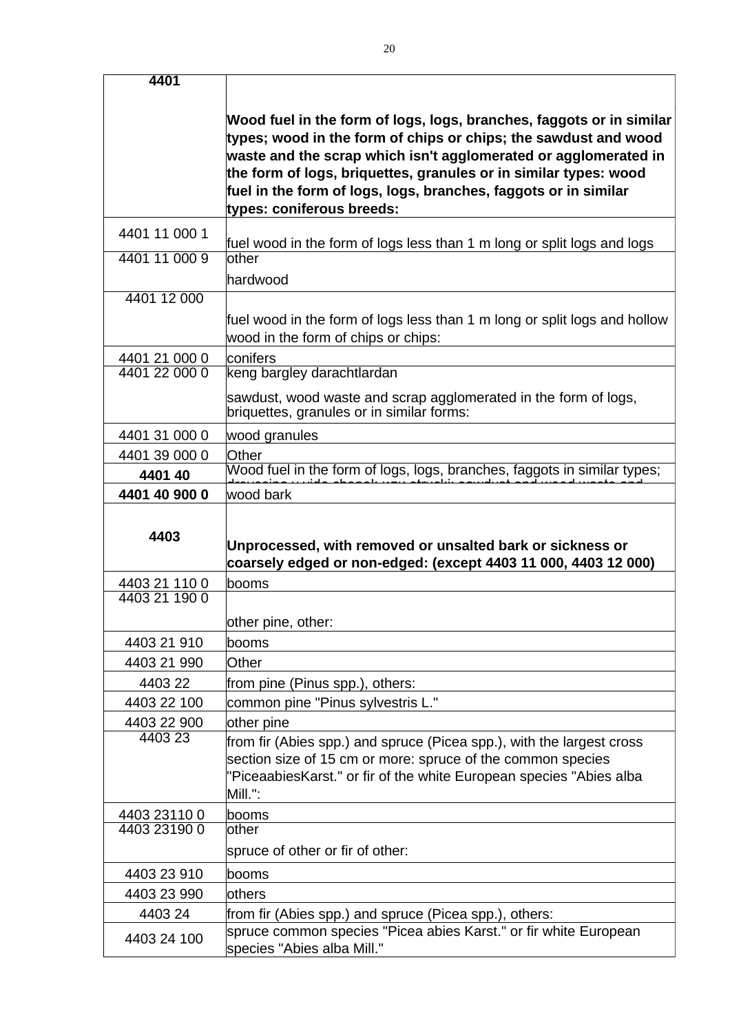| | |
|---|---|
| **4401** | **Wood fuel in the form of logs, logs, branches, faggots or in similar types; wood in the form of chips or chips; the sawdust and wood waste and the scrap which isn't agglomerated or agglomerated in the form of logs, briquettes, granules or in similar types: wood fuel in the form of logs, logs, branches, faggots or in similar types: coniferous breeds:** |
| 4401 11 000 1 | fuel wood in the form of logs less than 1 m long or split logs and logs |
| 4401 11 000 9 | other<br>hardwood |
| 4401 12 000 | fuel wood in the form of logs less than 1 m long or split logs and hollow wood in the form of chips or chips: |
| 4401 21 000 0 | conifers |
| 4401 22 000 0 | keng bargley darachtlardan<br>sawdust, wood waste and scrap agglomerated in the form of logs, briquettes, granules or in similar forms: |
| 4401 31 000 0 | wood granules |
| 4401 39 000 0 | Other |
| **4401 40** | Wood fuel in the form of logs, logs, branches, faggots in similar types; |
| **4401 40 900 0** | wood bark |
| **4403** | **Unprocessed, with removed or unsalted bark or sickness or coarsely edged or non-edged: (except 4403 11 000, 4403 12 000)** |
| 4403 21 110 0 | booms |
| 4403 21 190 0 | other pine, other: |
| 4403 21 910 | booms |
| 4403 21 990 | Other |
| 4403 22 | from pine (Pinus spp.), others: |
| 4403 22 100 | common pine "Pinus sylvestris L." |
| 4403 22 900 | other pine |
| 4403 23 | from fir (Abies spp.) and spruce (Picea spp.), with the largest cross section size of 15 cm or more: spruce of the common species "PiceaabiesKarst." or fir of the white European species "Abies alba Mill.": |
| 4403 23110 0 | booms |
| 4403 23190 0 | other<br>spruce of other or fir of other: |
| 4403 23 910 | booms |
| 4403 23 990 | others |
| 4403 24 | from fir (Abies spp.) and spruce (Picea spp.), others: |
| 4403 24 100 | spruce common species "Picea abies Karst." or fir white European species "Abies alba Mill." |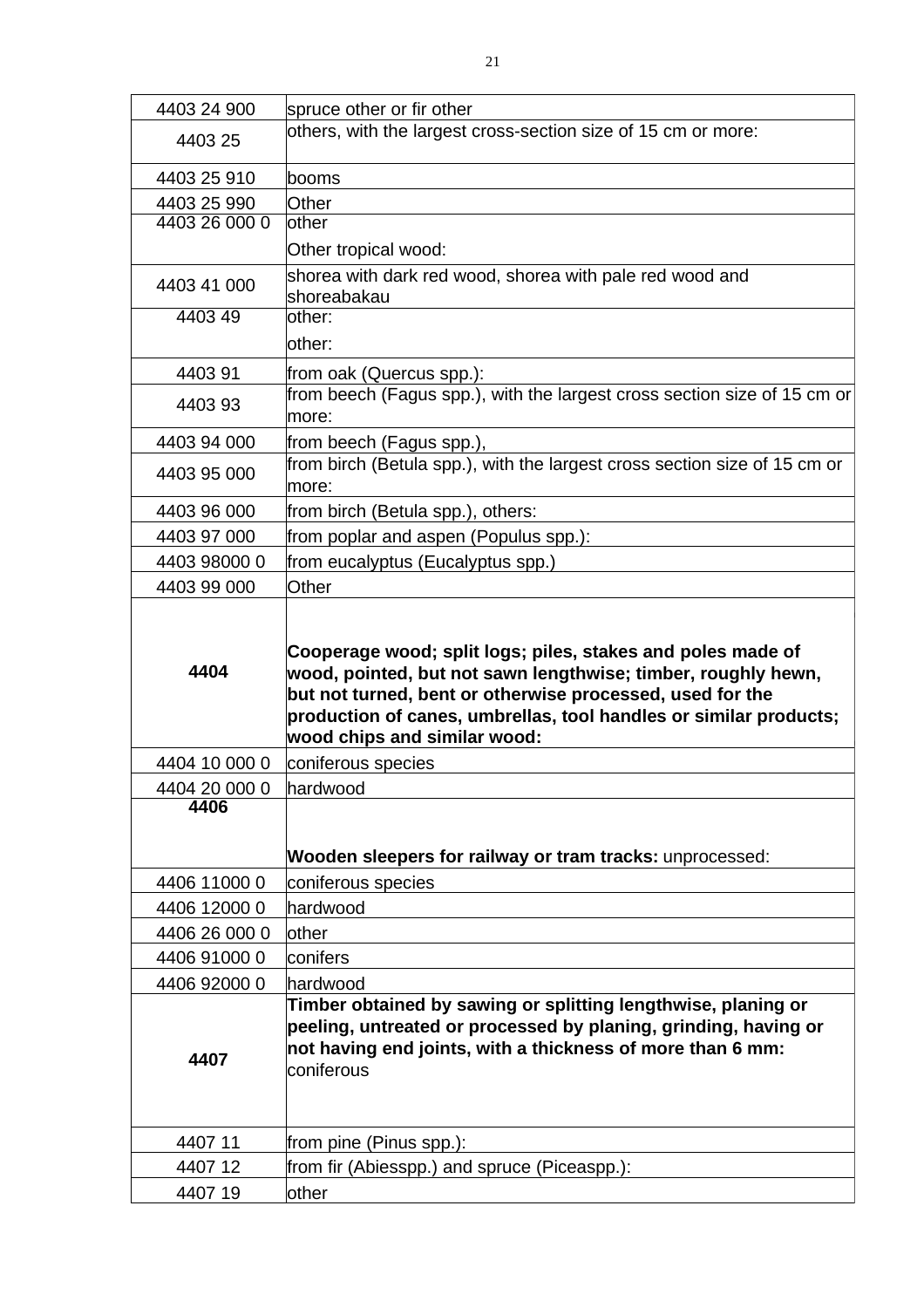| | |
|---|---|
| 4403 24 900 | spruce other or fir other |
| 4403 25 | others, with the largest cross-section size of 15 cm or more: |
| 4403 25 910 | booms |
| 4403 25 990 | Other |
| 4403 26 000 0 | other<br>Other tropical wood: |
| 4403 41 000 | shorea with dark red wood, shorea with pale red wood and shoreabakau |
| 4403 49 | other:<br>other: |
| 4403 91 | from oak (Quercus spp.): |
| 4403 93 | from beech (Fagus spp.), with the largest cross section size of 15 cm or more: |
| 4403 94 000 | from beech (Fagus spp.), |
| 4403 95 000 | from birch (Betula spp.), with the largest cross section size of 15 cm or more: |
| 4403 96 000 | from birch (Betula spp.), others: |
| 4403 97 000 | from poplar and aspen (Populus spp.): |
| 4403 98000 0 | from eucalyptus (Eucalyptus spp.) |
| 4403 99 000 | Other |
| **4404** | **Cooperage wood; split logs; piles, stakes and poles made of wood, pointed, but not sawn lengthwise; timber, roughly hewn, but not turned, bent or otherwise processed, used for the production of canes, umbrellas, tool handles or similar products; wood chips and similar wood:** |
| 4404 10 000 0 | coniferous species |
| 4404 20 000 0 | hardwood |
| **4406** | **Wooden sleepers for railway or tram tracks:** unprocessed: |
| 4406 11000 0 | coniferous species |
| 4406 12000 0 | hardwood |
| 4406 26 000 0 | other |
| 4406 91000 0 | conifers |
| 4406 92000 0 | hardwood |
| **4407** | **Timber obtained by sawing or splitting lengthwise, planing or peeling, untreated or processed by planing, grinding, having or not having end joints, with a thickness of more than 6 mm:** coniferous |
| 4407 11 | from pine (Pinus spp.): |
| 4407 12 | from fir (Abiesspp.) and spruce (Piceaspp.): |
| 4407 19 | other |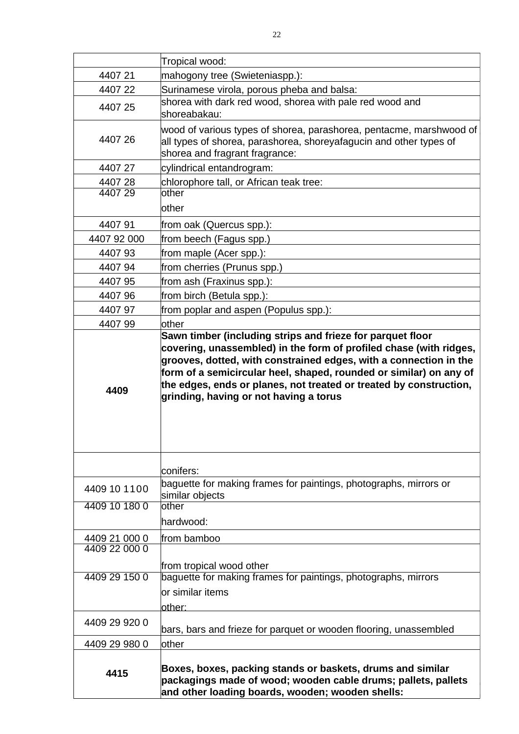| | |
|---|---|
| | Tropical wood: |
| 4407 21 | mahogony tree (Swieteniaspp.): |
| 4407 22 | Surinamese virola, porous pheba and balsa: |
| 4407 25 | shorea with dark red wood, shorea with pale red wood and shoreabakau: |
| 4407 26 | wood of various types of shorea, parashorea, pentacme, marshwood of all types of shorea, parashorea, shoreyafagucin and other types of shorea and fragrant fragrance: |
| 4407 27 | cylindrical entandrogram: |
| 4407 28 | chlorophore tall, or African teak tree: |
| 4407 29 | other<br>other |
| 4407 91 | from oak (Quercus spp.): |
| 4407 92 000 | from beech (Fagus spp.) |
| 4407 93 | from maple (Acer spp.): |
| 4407 94 | from cherries (Prunus spp.) |
| 4407 95 | from ash (Fraxinus spp.): |
| 4407 96 | from birch (Betula spp.): |
| 4407 97 | from poplar and aspen (Populus spp.): |
| 4407 99 | other |
| **4409** | **Sawn timber (including strips and frieze for parquet floor covering, unassembled) in the form of profiled chase (with ridges, grooves, dotted, with constrained edges, with a connection in the form of a semicircular heel, shaped, rounded or similar) on any of the edges, ends or planes, not treated or treated by construction, grinding, having or not having a torus** |
| | conifers: |
| 4409 10 1100 | baguette for making frames for paintings, photographs, mirrors or similar objects |
| 4409 10 180 0 | other<br>hardwood: |
| 4409 21 000 0 | from bamboo |
| 4409 22 000 0 | from tropical wood other |
| 4409 29 150 0 | baguette for making frames for paintings, photographs, mirrors or similar items<br>other: |
| 4409 29 920 0 | bars, bars and frieze for parquet or wooden flooring, unassembled |
| 4409 29 980 0 | other |
| **4415** | **Boxes, boxes, packing stands or baskets, drums and similar packagings made of wood; wooden cable drums; pallets, pallets and other loading boards, wooden; wooden shells:** |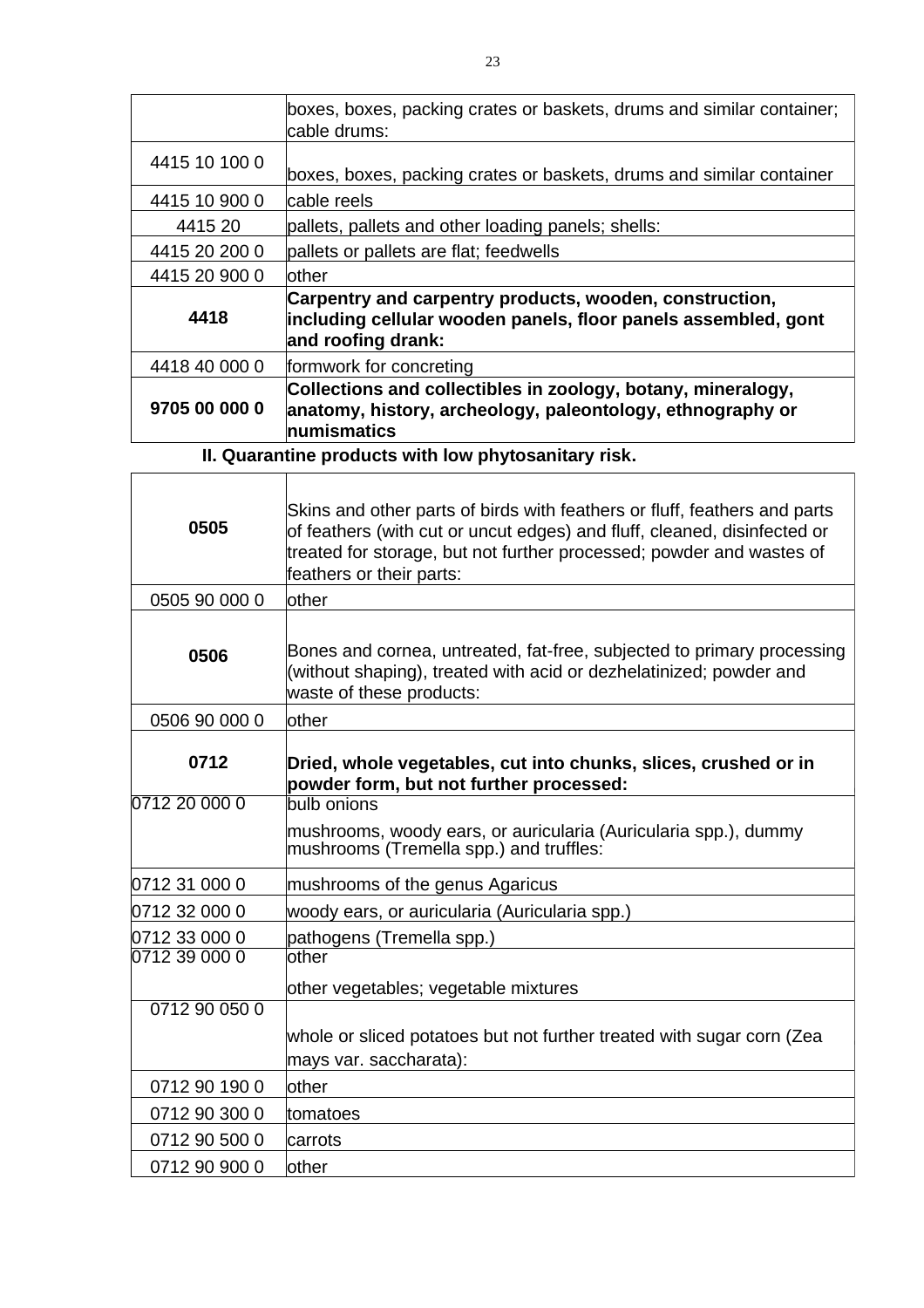|  |  |
|---|---|
|  | boxes, boxes, packing crates or baskets, drums and similar container; cable drums: |
| 4415 10 100 0 | boxes, boxes, packing crates or baskets, drums and similar container |
| 4415 10 900 0 | cable reels |
| 4415 20 | pallets, pallets and other loading panels; shells: |
| 4415 20 200 0 | pallets or pallets are flat; feedwells |
| 4415 20 900 0 | other |
| **4418** | **Carpentry and carpentry products, wooden, construction, including cellular wooden panels, floor panels assembled, gont and roofing drank:** |
| 4418 40 000 0 | formwork for concreting |
| **9705 00 000 0** | **Collections and collectibles in zoology, botany, mineralogy, anatomy, history, archeology, paleontology, ethnography or numismatics** |

**II. Quarantine products with low phytosanitary risk.**

|  |  |
|---|---|
| **0505** | Skins and other parts of birds with feathers or fluff, feathers and parts of feathers (with cut or uncut edges) and fluff, cleaned, disinfected or treated for storage, but not further processed; powder and wastes of feathers or their parts: |
| 0505 90 000 0 | other |
| **0506** | Bones and cornea, untreated, fat-free, subjected to primary processing (without shaping), treated with acid or dezhelatinized; powder and waste of these products: |
| 0506 90 000 0 | other |
| **0712** | **Dried, whole vegetables, cut into chunks, slices, crushed or in powder form, but not further processed:** |
| 0712 20 000 0 | bulb onions<br>mushrooms, woody ears, or auricularia (Auricularia spp.), dummy mushrooms (Tremella spp.) and truffles: |
| 0712 31 000 0 | mushrooms of the genus Agaricus |
| 0712 32 000 0 | woody ears, or auricularia (Auricularia spp.) |
| 0712 33 000 0 | pathogens (Tremella spp.) |
| 0712 39 000 0 | other<br>other vegetables; vegetable mixtures |
| 0712 90 050 0 | whole or sliced potatoes but not further treated with sugar corn (Zea mays var. saccharata): |
| 0712 90 190 0 | other |
| 0712 90 300 0 | tomatoes |
| 0712 90 500 0 | carrots |
| 0712 90 900 0 | other |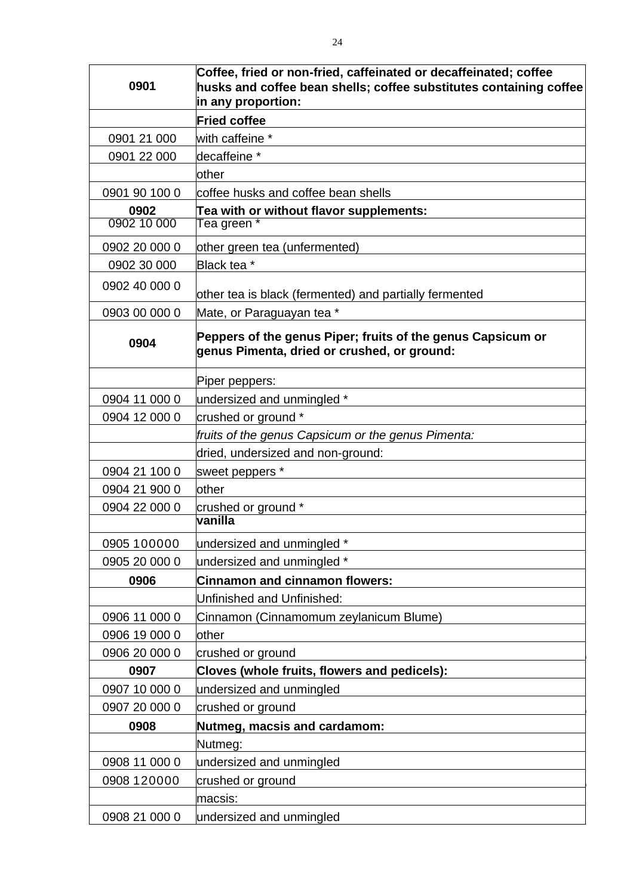| **0901** | **Coffee, fried or non-fried, caffeinated or decaffeinated; coffee husks and coffee bean shells; coffee substitutes containing coffee in any proportion:** |
|---|---|
| | **Fried coffee** |
| 0901 21 000 | with caffeine * |
| 0901 22 000 | decaffeine * |
| | other |
| 0901 90 100 0 | coffee husks and coffee bean shells |
| **0902** | **Tea with or without flavor supplements:** |
| 0902 10 000 | Tea green * |
| 0902 20 000 0 | other green tea (unfermented) |
| 0902 30 000 | Black tea * |
| 0902 40 000 0 | other tea is black (fermented) and partially fermented |
| 0903 00 000 0 | Mate, or Paraguayan tea * |
| **0904** | **Peppers of the genus Piper; fruits of the genus Capsicum or genus Pimenta, dried or crushed, or ground:** |
| | Piper peppers: |
| 0904 11 000 0 | undersized and unmingled * |
| 0904 12 000 0 | crushed or ground * |
| | *fruits of the genus Capsicum or the genus Pimenta:* |
| | dried, undersized and non-ground: |
| 0904 21 100 0 | sweet peppers * |
| 0904 21 900 0 | other |
| 0904 22 000 0 | crushed or ground * |
| | **vanilla** |
| 0905 100000 | undersized and unmingled * |
| 0905 20 000 0 | undersized and unmingled * |
| **0906** | **Cinnamon and cinnamon flowers:** |
| | Unfinished and Unfinished: |
| 0906 11 000 0 | Cinnamon (Cinnamomum zeylanicum Blume) |
| 0906 19 000 0 | other |
| 0906 20 000 0 | crushed or ground |
| **0907** | **Cloves (whole fruits, flowers and pedicels):** |
| 0907 10 000 0 | undersized and unmingled |
| 0907 20 000 0 | crushed or ground |
| **0908** | **Nutmeg, macsis and cardamom:** |
| | Nutmeg: |
| 0908 11 000 0 | undersized and unmingled |
| 0908 120000 | crushed or ground |
| | macsis: |
| 0908 21 000 0 | undersized and unmingled |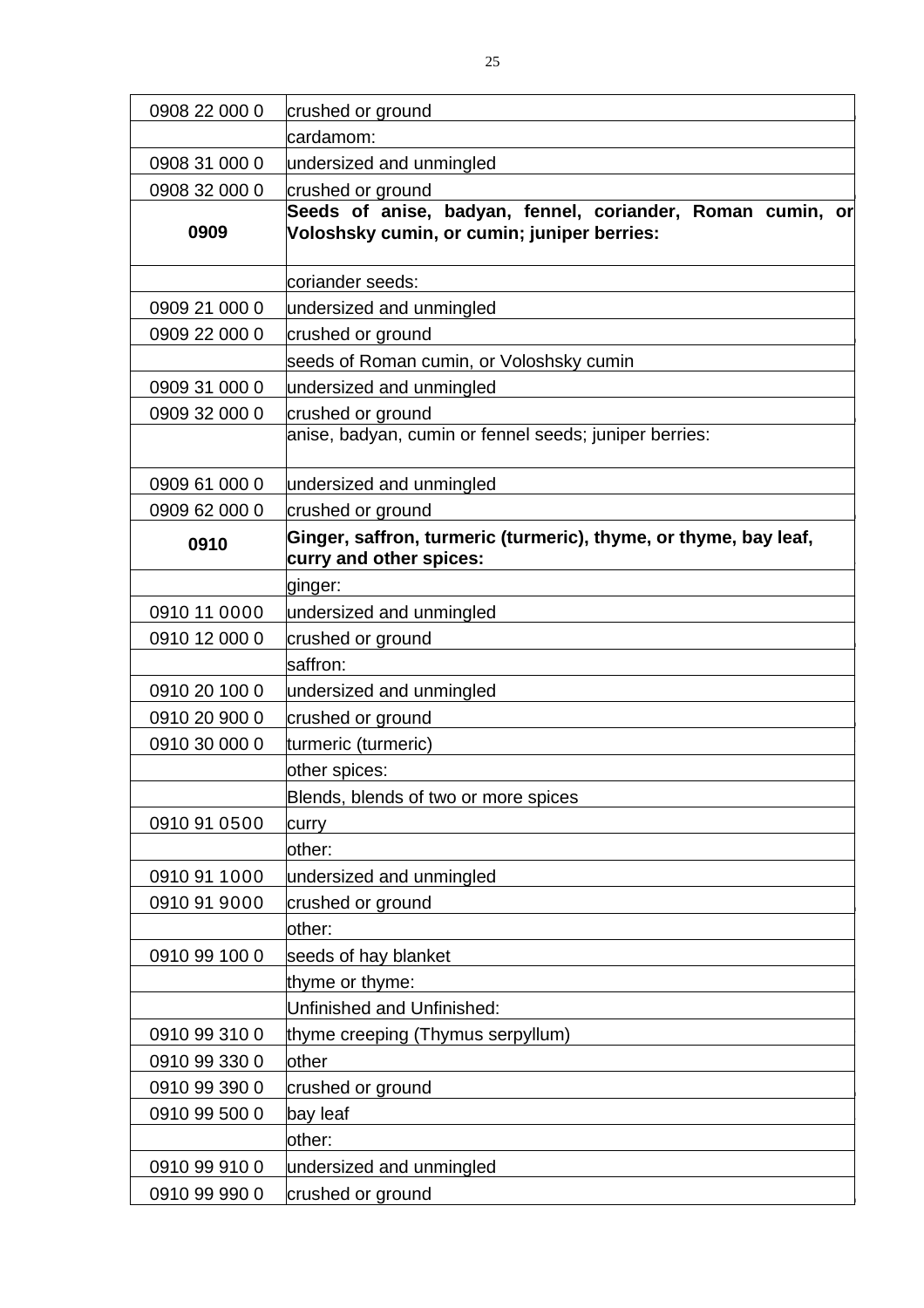| | |
|---|---|
| 0908 22 000 0 | crushed or ground |
| | cardamom: |
| 0908 31 000 0 | undersized and unmingled |
| 0908 32 000 0 | crushed or ground |
| **0909** | **Seeds of anise, badyan, fennel, coriander, Roman cumin, or Voloshsky cumin, or cumin; juniper berries:** |
| | coriander seeds: |
| 0909 21 000 0 | undersized and unmingled |
| 0909 22 000 0 | crushed or ground |
| | seeds of Roman cumin, or Voloshsky cumin |
| 0909 31 000 0 | undersized and unmingled |
| 0909 32 000 0 | crushed or ground |
| | anise, badyan, cumin or fennel seeds; juniper berries: |
| 0909 61 000 0 | undersized and unmingled |
| 0909 62 000 0 | crushed or ground |
| **0910** | **Ginger, saffron, turmeric (turmeric), thyme, or thyme, bay leaf, curry and other spices:** |
| | ginger: |
| 0910 11 0000 | undersized and unmingled |
| 0910 12 000 0 | crushed or ground |
| | saffron: |
| 0910 20 100 0 | undersized and unmingled |
| 0910 20 900 0 | crushed or ground |
| 0910 30 000 0 | turmeric (turmeric) |
| | other spices: |
| | Blends, blends of two or more spices |
| 0910 91 0500 | curry |
| | other: |
| 0910 91 1000 | undersized and unmingled |
| 0910 91 9000 | crushed or ground |
| | other: |
| 0910 99 100 0 | seeds of hay blanket |
| | thyme or thyme: |
| | Unfinished and Unfinished: |
| 0910 99 310 0 | thyme creeping (Thymus serpyllum) |
| 0910 99 330 0 | other |
| 0910 99 390 0 | crushed or ground |
| 0910 99 500 0 | bay leaf |
| | other: |
| 0910 99 910 0 | undersized and unmingled |
| 0910 99 990 0 | crushed or ground |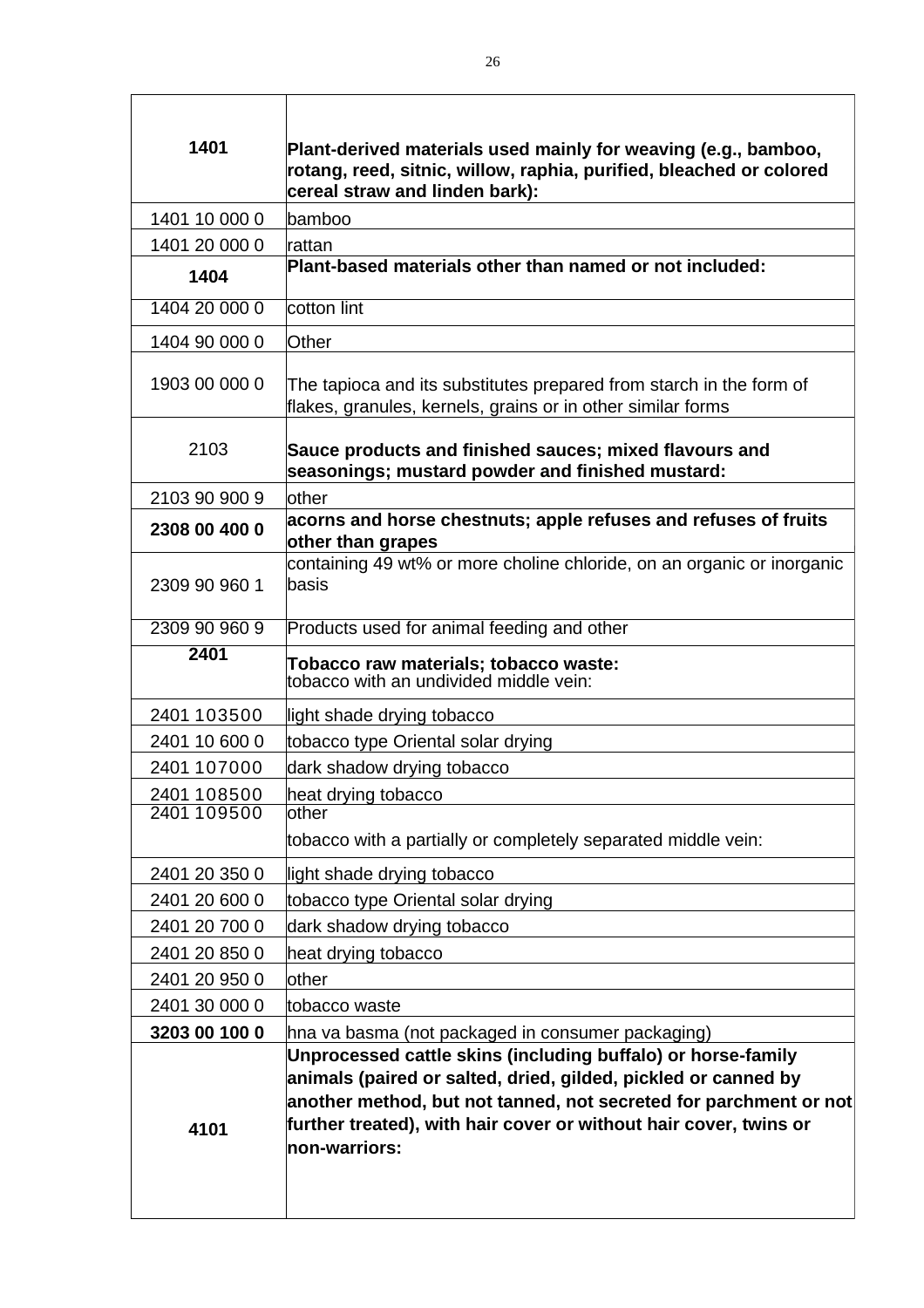| | |
|---|---|
| **1401** | **Plant-derived materials used mainly for weaving (e.g., bamboo, rotang, reed, sitnic, willow, raphia, purified, bleached or colored cereal straw and linden bark):** |
| 1401 10 000 0 | bamboo |
| 1401 20 000 0 | rattan |
| **1404** | **Plant-based materials other than named or not included:** |
| 1404 20 000 0 | cotton lint |
| 1404 90 000 0 | Other |
| 1903 00 000 0 | The tapioca and its substitutes prepared from starch in the form of flakes, granules, kernels, grains or in other similar forms |
| 2103 | **Sauce products and finished sauces; mixed flavours and seasonings; mustard powder and finished mustard:** |
| 2103 90 900 9 | other |
| **2308 00 400 0** | **acorns and horse chestnuts; apple refuses and refuses of fruits other than grapes** |
| 2309 90 960 1 | containing 49 wt% or more choline chloride, on an organic or inorganic basis |
| 2309 90 960 9 | Products used for animal feeding and other |
| **2401** | **Tobacco raw materials; tobacco waste:** tobacco with an undivided middle vein: |
| 2401 103500 | light shade drying tobacco |
| 2401 10 600 0 | tobacco type Oriental solar drying |
| 2401 107000 | dark shadow drying tobacco |
| 2401 108500 | heat drying tobacco |
| 2401 109500 | other<br>tobacco with a partially or completely separated middle vein: |
| 2401 20 350 0 | light shade drying tobacco |
| 2401 20 600 0 | tobacco type Oriental solar drying |
| 2401 20 700 0 | dark shadow drying tobacco |
| 2401 20 850 0 | heat drying tobacco |
| 2401 20 950 0 | other |
| 2401 30 000 0 | tobacco waste |
| **3203 00 100 0** | hna va basma (not packaged in consumer packaging) |
| **4101** | **Unprocessed cattle skins (including buffalo) or horse-family animals (paired or salted, dried, gilded, pickled or canned by another method, but not tanned, not secreted for parchment or not further treated), with hair cover or without hair cover, twins or non-warriors:** |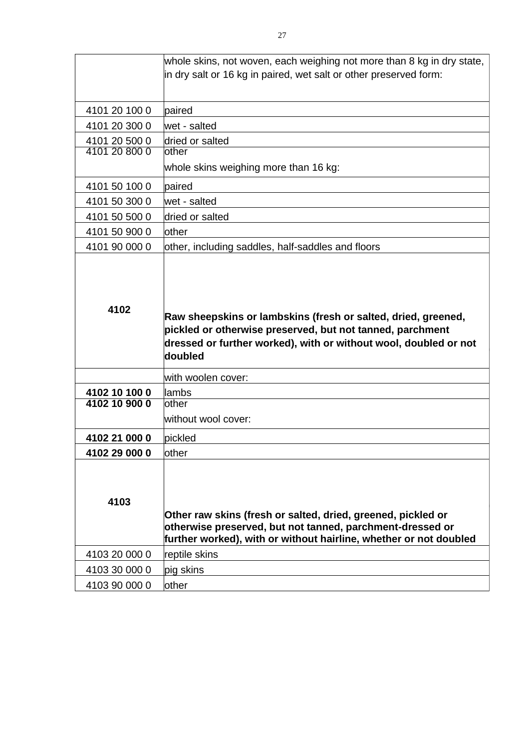| | |
|---|---|
| | whole skins, not woven, each weighing not more than 8 kg in dry state, in dry salt or 16 kg in paired, wet salt or other preserved form: |
| 4101 20 100 0 | paired |
| 4101 20 300 0 | wet - salted |
| 4101 20 500 0 | dried or salted |
| 4101 20 800 0 | other |
| | whole skins weighing more than 16 kg: |
| 4101 50 100 0 | paired |
| 4101 50 300 0 | wet - salted |
| 4101 50 500 0 | dried or salted |
| 4101 50 900 0 | other |
| 4101 90 000 0 | other, including saddles, half-saddles and floors |
| **4102** | **Raw sheepskins or lambskins (fresh or salted, dried, greened, pickled or otherwise preserved, but not tanned, parchment dressed or further worked), with or without wool, doubled or not doubled** |
| | with woolen cover: |
| **4102 10 100 0** | lambs |
| **4102 10 900 0** | other |
| | without wool cover: |
| **4102 21 000 0** | pickled |
| **4102 29 000 0** | other |
| **4103** | **Other raw skins (fresh or salted, dried, greened, pickled or otherwise preserved, but not tanned, parchment-dressed or further worked), with or without hairline, whether or not doubled** |
| 4103 20 000 0 | reptile skins |
| 4103 30 000 0 | pig skins |
| 4103 90 000 0 | other |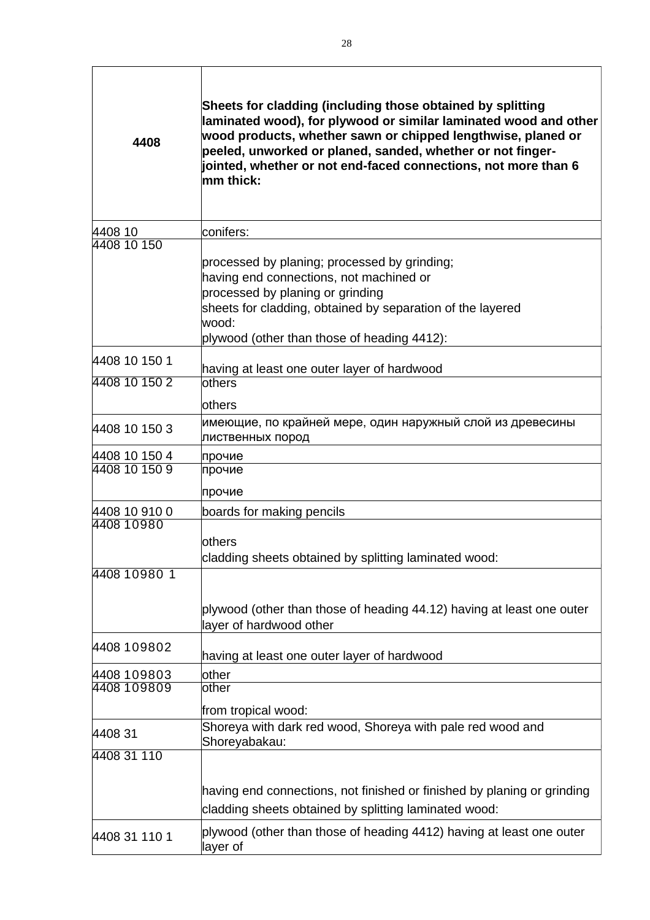| **4408** | **Sheets for cladding (including those obtained by splitting laminated wood), for plywood or similar laminated wood and other wood products, whether sawn or chipped lengthwise, planed or peeled, unworked or planed, sanded, whether or not finger-jointed, whether or not end-faced connections, not more than 6 mm thick:** |
|---|---|
| 4408 10 | conifers: |
| 4408 10 150 | processed by planing; processed by grinding;<br>having end connections, not machined or<br>processed by planing or grinding<br>sheets for cladding, obtained by separation of the layered<br>wood:<br>plywood (other than those of heading 4412): |
| 4408 10 150 1 | having at least one outer layer of hardwood |
| 4408 10 150 2 | others<br><br>others |
| 4408 10 150 3 | имеющие, по крайней мере, один наружный слой из древесины лиственных пород |
| 4408 10 150 4 | прочие |
| 4408 10 150 9 | прочие<br><br>прочие |
| 4408 10 910 0 | boards for making pencils |
| 4408 10980 | others<br>cladding sheets obtained by splitting laminated wood: |
| 4408 10980 1 | plywood (other than those of heading 44.12) having at least one outer layer of hardwood other |
| 4408 109802 | having at least one outer layer of hardwood |
| 4408 109803 | other |
| 4408 109809 | other<br><br>from tropical wood: |
| 4408 31 | Shoreya with dark red wood, Shoreya with pale red wood and Shoreyabakau: |
| 4408 31 110 | having end connections, not finished or finished by planing or grinding<br>cladding sheets obtained by splitting laminated wood: |
| 4408 31 110 1 | plywood (other than those of heading 4412) having at least one outer layer of |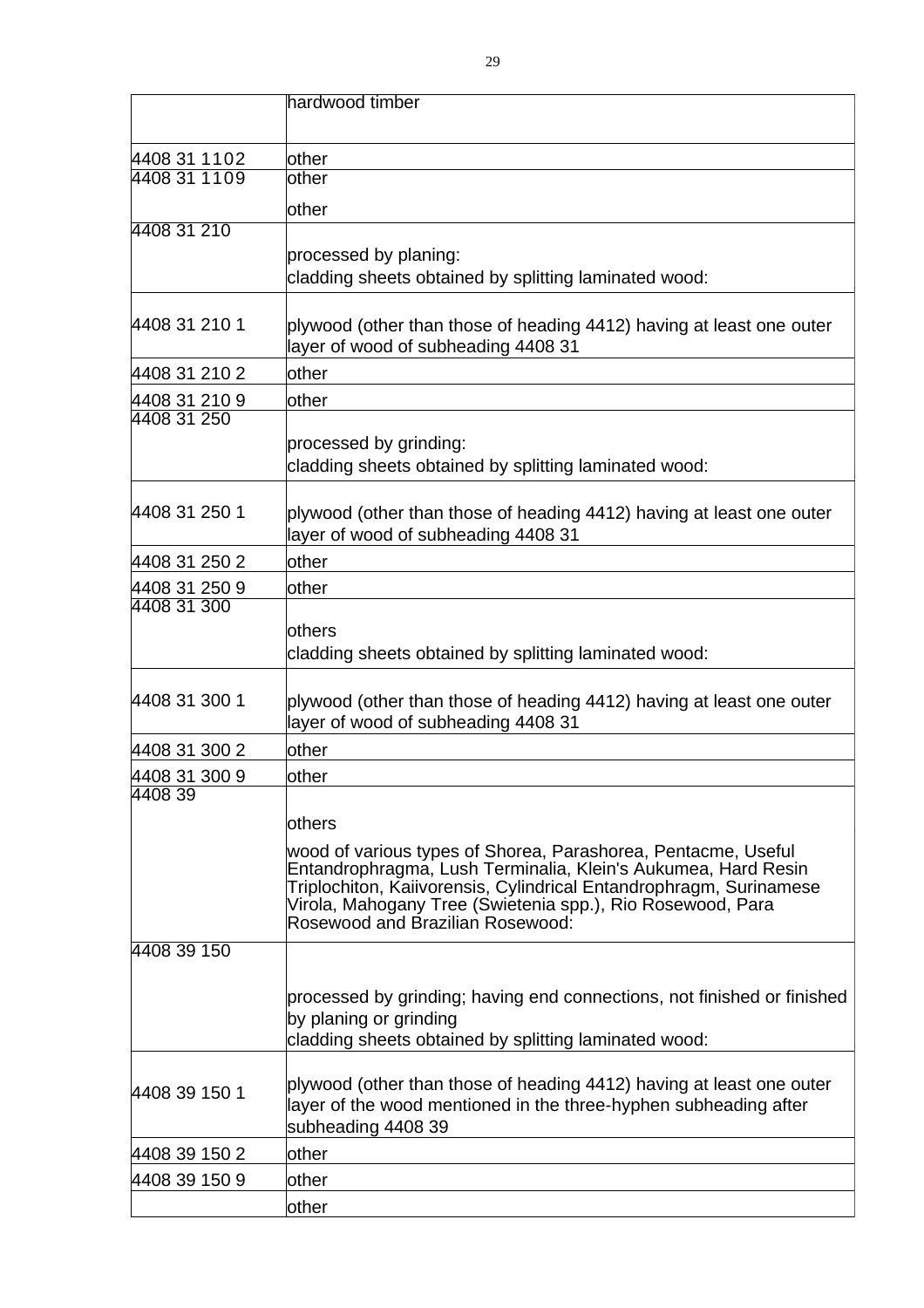| | |
|---|---|
| | hardwood timber |
| 4408 31 1102 | other |
| 4408 31 1109 | other<br>other |
| 4408 31 210 | processed by planing:<br>cladding sheets obtained by splitting laminated wood: |
| 4408 31 210 1 | plywood (other than those of heading 4412) having at least one outer layer of wood of subheading 4408 31 |
| 4408 31 210 2 | other |
| 4408 31 210 9 | other |
| 4408 31 250 | processed by grinding:<br>cladding sheets obtained by splitting laminated wood: |
| 4408 31 250 1 | plywood (other than those of heading 4412) having at least one outer layer of wood of subheading 4408 31 |
| 4408 31 250 2 | other |
| 4408 31 250 9 | other |
| 4408 31 300 | others<br>cladding sheets obtained by splitting laminated wood: |
| 4408 31 300 1 | plywood (other than those of heading 4412) having at least one outer layer of wood of subheading 4408 31 |
| 4408 31 300 2 | other |
| 4408 31 300 9 | other |
| 4408 39 | others<br>wood of various types of Shorea, Parashorea, Pentacme, Useful Entandrophragma, Lush Terminalia, Klein's Aukumea, Hard Resin Triplochiton, Kaiivorensis, Cylindrical Entandrophragm, Surinamese Virola, Mahogany Tree (Swietenia spp.), Rio Rosewood, Para Rosewood and Brazilian Rosewood: |
| 4408 39 150 | processed by grinding; having end connections, not finished or finished by planing or grinding<br>cladding sheets obtained by splitting laminated wood: |
| 4408 39 150 1 | plywood (other than those of heading 4412) having at least one outer layer of the wood mentioned in the three-hyphen subheading after subheading 4408 39 |
| 4408 39 150 2 | other |
| 4408 39 150 9 | other |
| | other |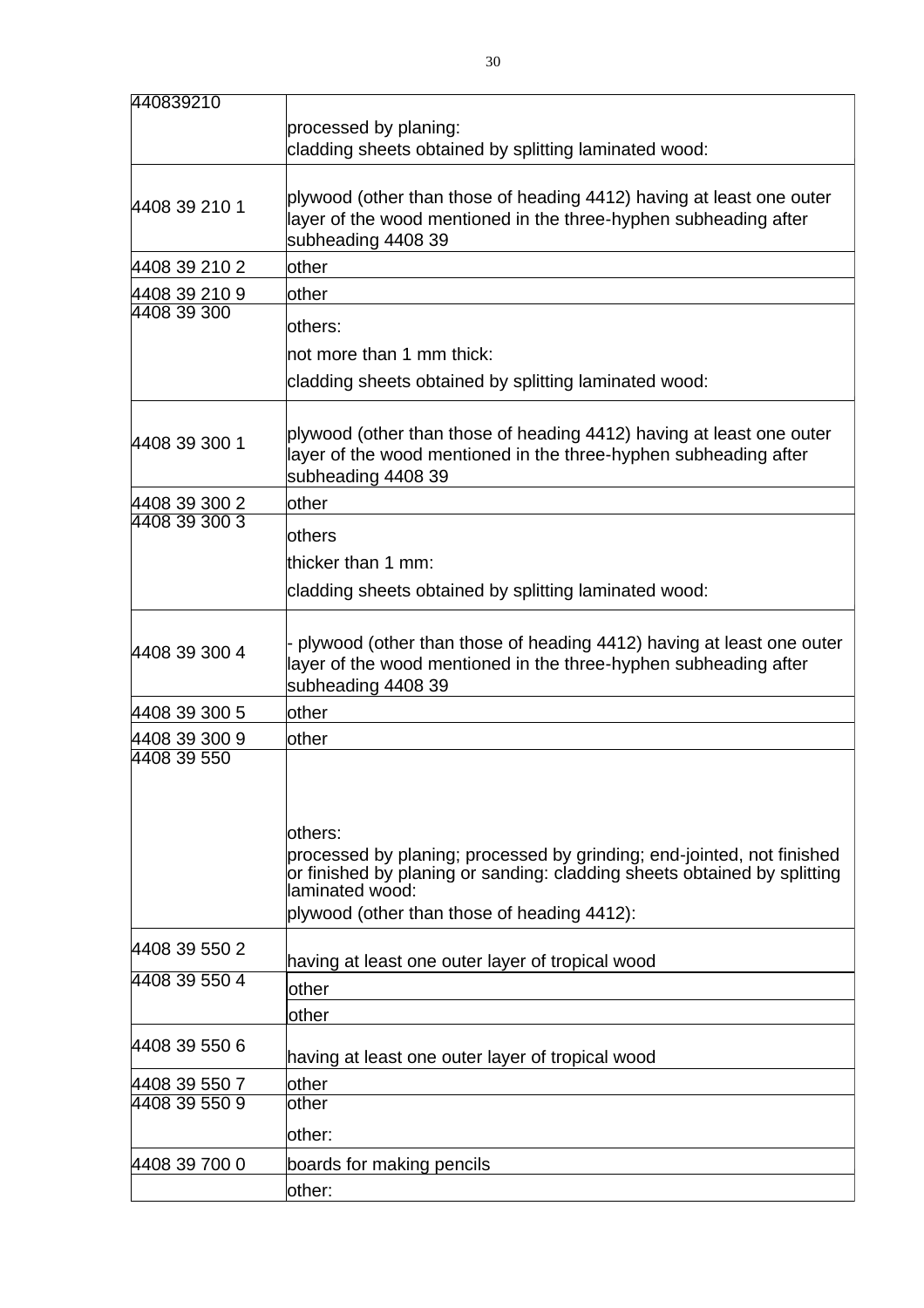| 440839210 | processed by planing:<br>cladding sheets obtained by splitting laminated wood: |
|---|---|
| 4408 39 210 1 | plywood (other than those of heading 4412) having at least one outer layer of the wood mentioned in the three-hyphen subheading after subheading 4408 39 |
| 4408 39 210 2 | other |
| 4408 39 210 9 | other |
| 4408 39 300 | others:<br>not more than 1 mm thick:<br>cladding sheets obtained by splitting laminated wood: |
| 4408 39 300 1 | plywood (other than those of heading 4412) having at least one outer layer of the wood mentioned in the three-hyphen subheading after subheading 4408 39 |
| 4408 39 300 2 | other |
| 4408 39 300 3 | others<br>thicker than 1 mm:<br>cladding sheets obtained by splitting laminated wood: |
| 4408 39 300 4 | - plywood (other than those of heading 4412) having at least one outer layer of the wood mentioned in the three-hyphen subheading after subheading 4408 39 |
| 4408 39 300 5 | other |
| 4408 39 300 9 | other |
| 4408 39 550 | others:<br>processed by planing; processed by grinding; end-jointed, not finished or finished by planing or sanding: cladding sheets obtained by splitting laminated wood:<br>plywood (other than those of heading 4412): |
| 4408 39 550 2 | having at least one outer layer of tropical wood |
| 4408 39 550 4 | other |
| | other |
| 4408 39 550 6 | having at least one outer layer of tropical wood |
| 4408 39 550 7 | other |
| 4408 39 550 9 | other<br>other: |
| 4408 39 700 0 | boards for making pencils |
| | other: |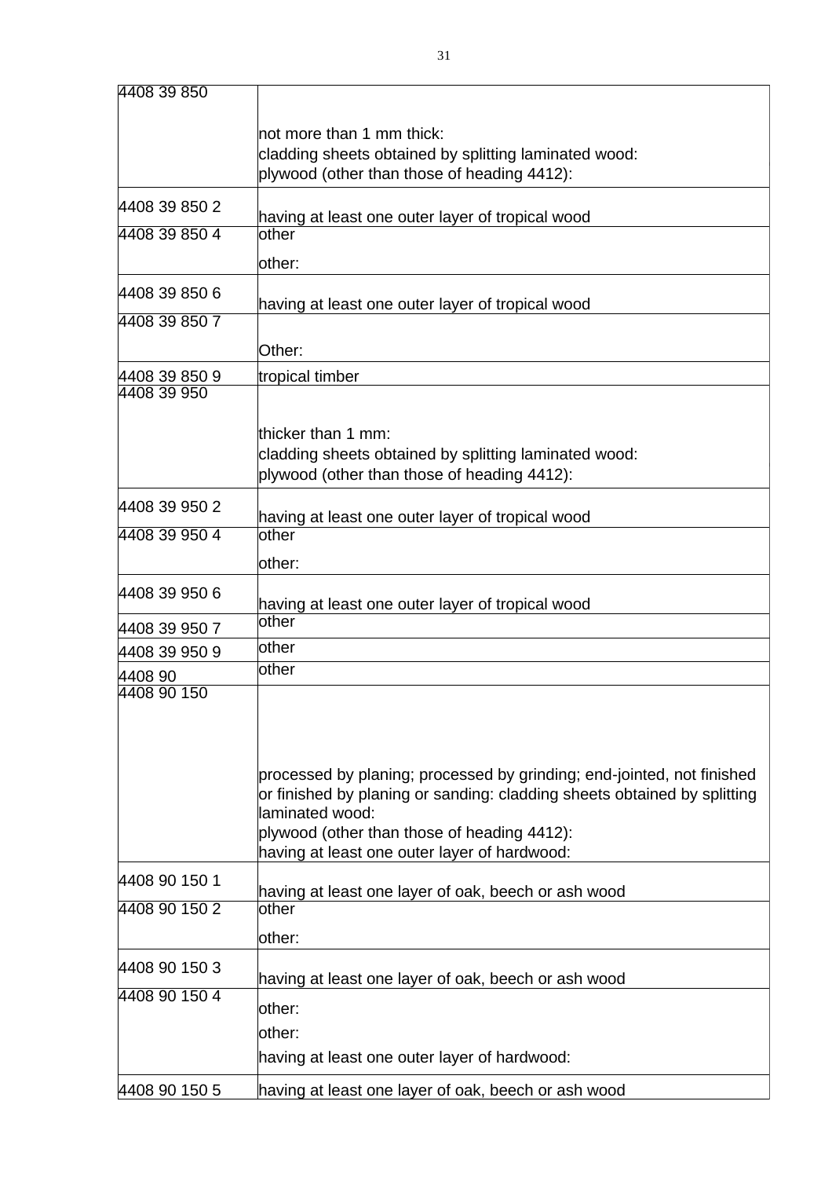| | |
|---|---|
| 4408 39 850 | not more than 1 mm thick:<br>cladding sheets obtained by splitting laminated wood:<br>plywood (other than those of heading 4412): |
| 4408 39 850 2 | having at least one outer layer of tropical wood |
| 4408 39 850 4 | other<br>other: |
| 4408 39 850 6 | having at least one outer layer of tropical wood |
| 4408 39 850 7 | Other: |
| 4408 39 850 9 | tropical timber |
| 4408 39 950 | thicker than 1 mm:<br>cladding sheets obtained by splitting laminated wood:<br>plywood (other than those of heading 4412): |
| 4408 39 950 2 | having at least one outer layer of tropical wood |
| 4408 39 950 4 | other<br>other: |
| 4408 39 950 6 | having at least one outer layer of tropical wood |
| 4408 39 950 7 | other |
| 4408 39 950 9 | other |
| 4408 90 | other |
| 4408 90 150 | processed by planing; processed by grinding; end-jointed, not finished or finished by planing or sanding: cladding sheets obtained by splitting laminated wood:<br>plywood (other than those of heading 4412):<br>having at least one outer layer of hardwood: |
| 4408 90 150 1 | having at least one layer of oak, beech or ash wood |
| 4408 90 150 2 | other<br>other: |
| 4408 90 150 3 | having at least one layer of oak, beech or ash wood |
| 4408 90 150 4 | other:<br>other:<br>having at least one outer layer of hardwood: |
| 4408 90 150 5 | having at least one layer of oak, beech or ash wood |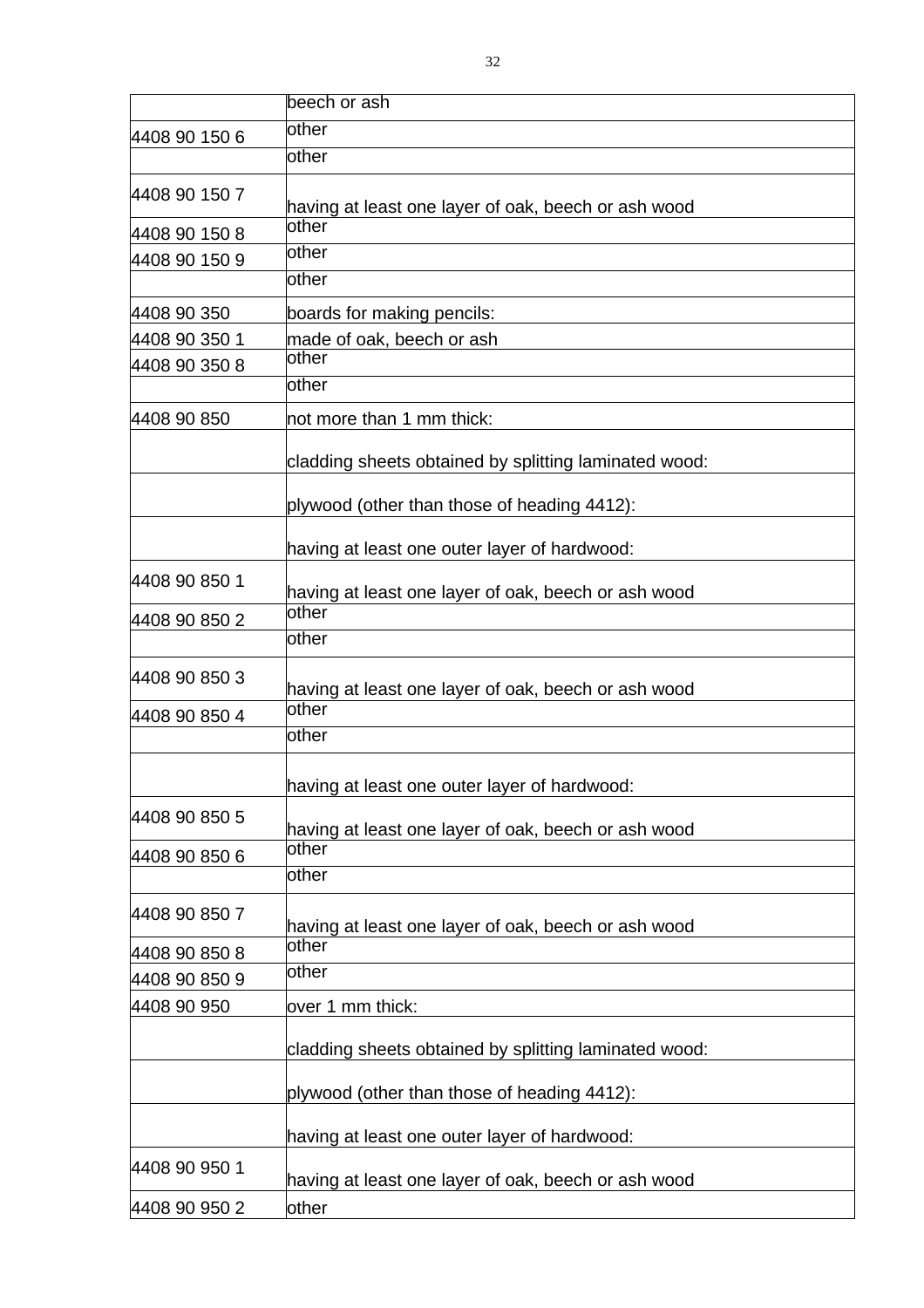| | |
|---|---|
| | beech or ash |
| 4408 90 150 6 | other |
| | other |
| 4408 90 150 7 | having at least one layer of oak, beech or ash wood |
| 4408 90 150 8 | other |
| 4408 90 150 9 | other |
| | other |
| 4408 90 350 | boards for making pencils: |
| 4408 90 350 1 | made of oak, beech or ash |
| 4408 90 350 8 | other |
| | other |
| 4408 90 850 | not more than 1 mm thick: |
| | cladding sheets obtained by splitting laminated wood: |
| | plywood (other than those of heading 4412): |
| | having at least one outer layer of hardwood: |
| 4408 90 850 1 | having at least one layer of oak, beech or ash wood |
| 4408 90 850 2 | other |
| | other |
| 4408 90 850 3 | having at least one layer of oak, beech or ash wood |
| 4408 90 850 4 | other |
| | other |
| | having at least one outer layer of hardwood: |
| 4408 90 850 5 | having at least one layer of oak, beech or ash wood |
| 4408 90 850 6 | other |
| | other |
| 4408 90 850 7 | having at least one layer of oak, beech or ash wood |
| 4408 90 850 8 | other |
| 4408 90 850 9 | other |
| 4408 90 950 | over 1 mm thick: |
| | cladding sheets obtained by splitting laminated wood: |
| | plywood (other than those of heading 4412): |
| | having at least one outer layer of hardwood: |
| 4408 90 950 1 | having at least one layer of oak, beech or ash wood |
| 4408 90 950 2 | other |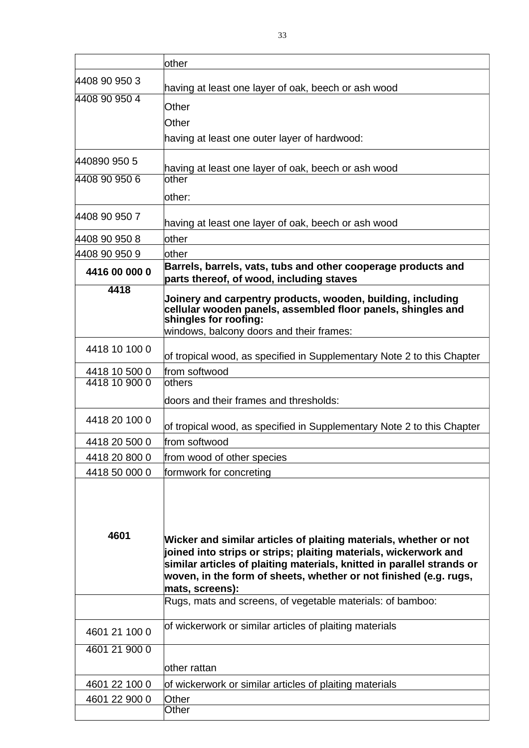|  |  |
|---|---|
|  | other |
| 4408 90 950 3 | having at least one layer of oak, beech or ash wood |
| 4408 90 950 4 | Other<br>Other<br>having at least one outer layer of hardwood: |
| 440890 950 5 | having at least one layer of oak, beech or ash wood |
| 4408 90 950 6 | other<br>other: |
| 4408 90 950 7 | having at least one layer of oak, beech or ash wood |
| 4408 90 950 8 | other |
| 4408 90 950 9 | other |
| **4416 00 000 0** | **Barrels, barrels, vats, tubs and other cooperage products and parts thereof, of wood, including staves** |
| **4418** | **Joinery and carpentry products, wooden, building, including cellular wooden panels, assembled floor panels, shingles and shingles for roofing:**<br>windows, balcony doors and their frames: |
| 4418 10 100 0 | of tropical wood, as specified in Supplementary Note 2 to this Chapter |
| 4418 10 500 0 | from softwood |
| 4418 10 900 0 | others<br>doors and their frames and thresholds: |
| 4418 20 100 0 | of tropical wood, as specified in Supplementary Note 2 to this Chapter |
| 4418 20 500 0 | from softwood |
| 4418 20 800 0 | from wood of other species |
| 4418 50 000 0 | formwork for concreting |
| **4601** | **Wicker and similar articles of plaiting materials, whether or not joined into strips or strips; plaiting materials, wickerwork and similar articles of plaiting materials, knitted in parallel strands or woven, in the form of sheets, whether or not finished (e.g. rugs, mats, screens):** |
|  | Rugs, mats and screens, of vegetable materials: of bamboo: |
| 4601 21 100 0 | of wickerwork or similar articles of plaiting materials |
| 4601 21 900 0 | other rattan |
| 4601 22 100 0 | of wickerwork or similar articles of plaiting materials |
| 4601 22 900 0 | Other |
|  | Other |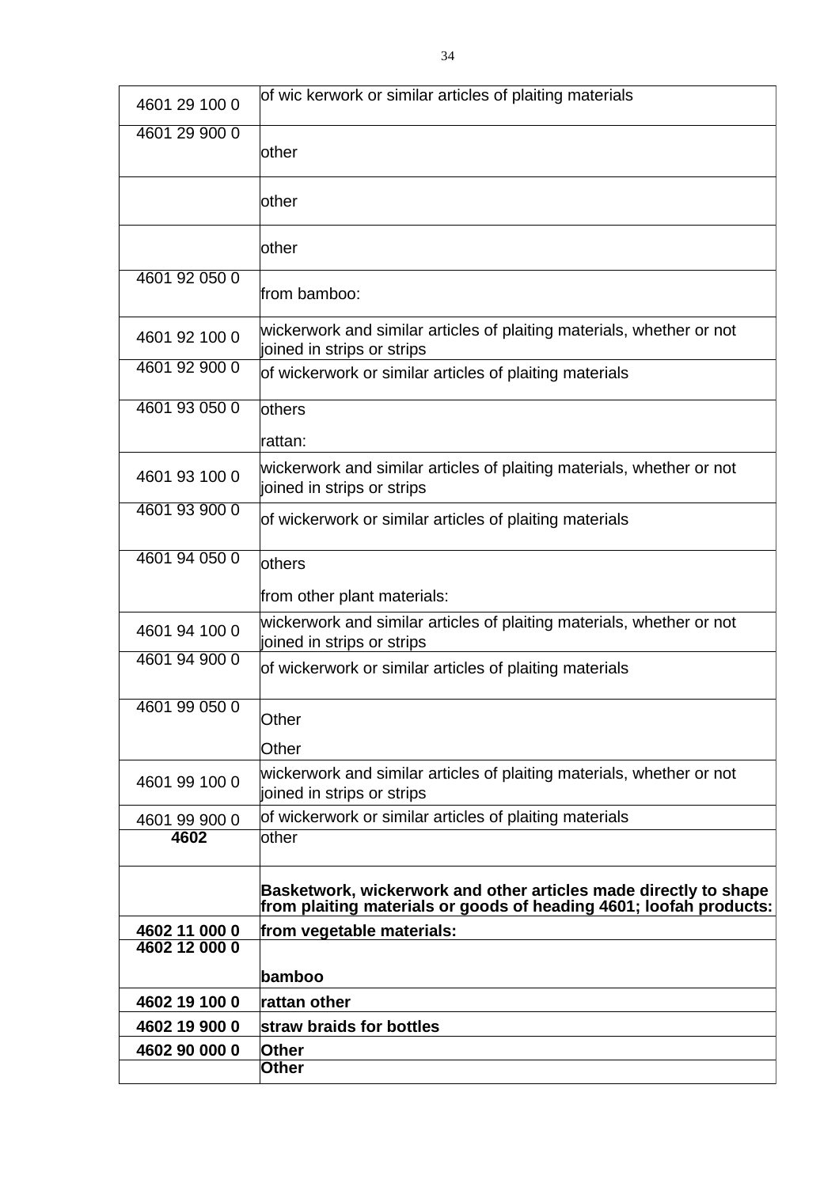| | |
|---|---|
| 4601 29 100 0 | of wic kerwork or similar articles of plaiting materials |
| 4601 29 900 0 | other |
| | other |
| | other |
| 4601 92 050 0 | from bamboo: |
| 4601 92 100 0 | wickerwork and similar articles of plaiting materials, whether or not joined in strips or strips |
| 4601 92 900 0 | of wickerwork or similar articles of plaiting materials |
| 4601 93 050 0 | others<br><br>rattan: |
| 4601 93 100 0 | wickerwork and similar articles of plaiting materials, whether or not joined in strips or strips |
| 4601 93 900 0 | of wickerwork or similar articles of plaiting materials |
| 4601 94 050 0 | others<br><br>from other plant materials: |
| 4601 94 100 0 | wickerwork and similar articles of plaiting materials, whether or not joined in strips or strips |
| 4601 94 900 0 | of wickerwork or similar articles of plaiting materials |
| 4601 99 050 0 | Other<br><br>Other |
| 4601 99 100 0 | wickerwork and similar articles of plaiting materials, whether or not joined in strips or strips |
| 4601 99 900 0 | of wickerwork or similar articles of plaiting materials |
| **4602** | other |
| | **Basketwork, wickerwork and other articles made directly to shape from plaiting materials or goods of heading 4601; loofah products:** |
| **4602 11 000 0** | **from vegetable materials:** |
| **4602 12 000 0** | **bamboo** |
| **4602 19 100 0** | **rattan other** |
| **4602 19 900 0** | **straw braids for bottles** |
| **4602 90 000 0** | **Other** |
| | **Other** |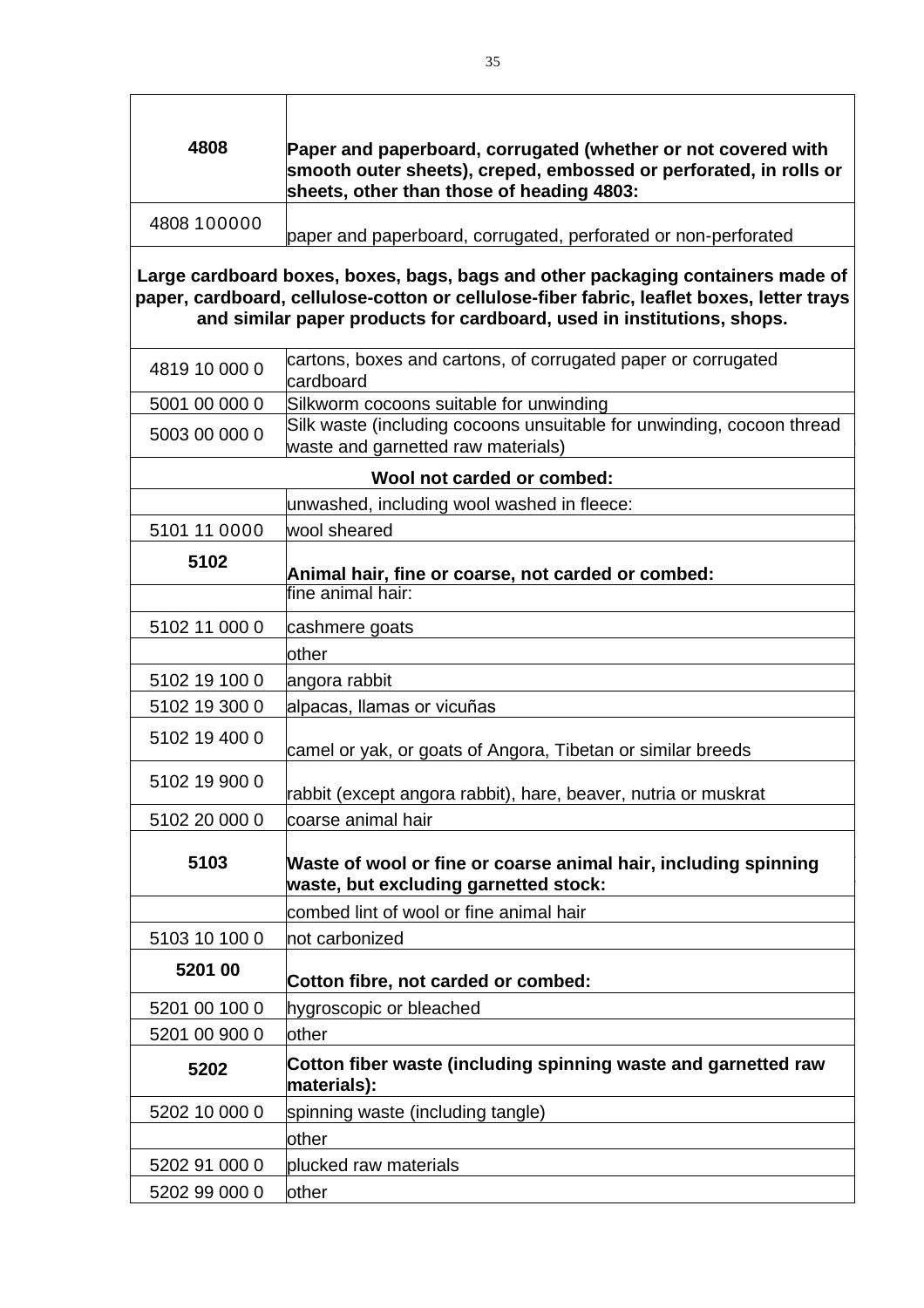| | |
|---|---|
| **4808** | **Paper and paperboard, corrugated (whether or not covered with smooth outer sheets), creped, embossed or perforated, in rolls or sheets, other than those of heading 4803:** |
| 4808 100000 | paper and paperboard, corrugated, perforated or non-perforated |
| **Large cardboard boxes, boxes, bags, bags and other packaging containers made of paper, cardboard, cellulose-cotton or cellulose-fiber fabric, leaflet boxes, letter trays and similar paper products for cardboard, used in institutions, shops.** | |
| 4819 10 000 0 | cartons, boxes and cartons, of corrugated paper or corrugated cardboard |
| 5001 00 000 0 | Silkworm cocoons suitable for unwinding |
| 5003 00 000 0 | Silk waste (including cocoons unsuitable for unwinding, cocoon thread waste and garnetted raw materials) |
| **Wool not carded or combed:** | |
| | unwashed, including wool washed in fleece: |
| 5101 11 0000 | wool sheared |
| **5102** | **Animal hair, fine or coarse, not carded or combed:** |
| | fine animal hair: |
| 5102 11 000 0 | cashmere goats |
| | other |
| 5102 19 100 0 | angora rabbit |
| 5102 19 300 0 | alpacas, llamas or vicuñas |
| 5102 19 400 0 | camel or yak, or goats of Angora, Tibetan or similar breeds |
| 5102 19 900 0 | rabbit (except angora rabbit), hare, beaver, nutria or muskrat |
| 5102 20 000 0 | coarse animal hair |
| **5103** | **Waste of wool or fine or coarse animal hair, including spinning waste, but excluding garnetted stock:** |
| | combed lint of wool or fine animal hair |
| 5103 10 100 0 | not carbonized |
| **5201 00** | **Cotton fibre, not carded or combed:** |
| 5201 00 100 0 | hygroscopic or bleached |
| 5201 00 900 0 | other |
| **5202** | **Cotton fiber waste (including spinning waste and garnetted raw materials):** |
| 5202 10 000 0 | spinning waste (including tangle) |
| | other |
| 5202 91 000 0 | plucked raw materials |
| 5202 99 000 0 | other |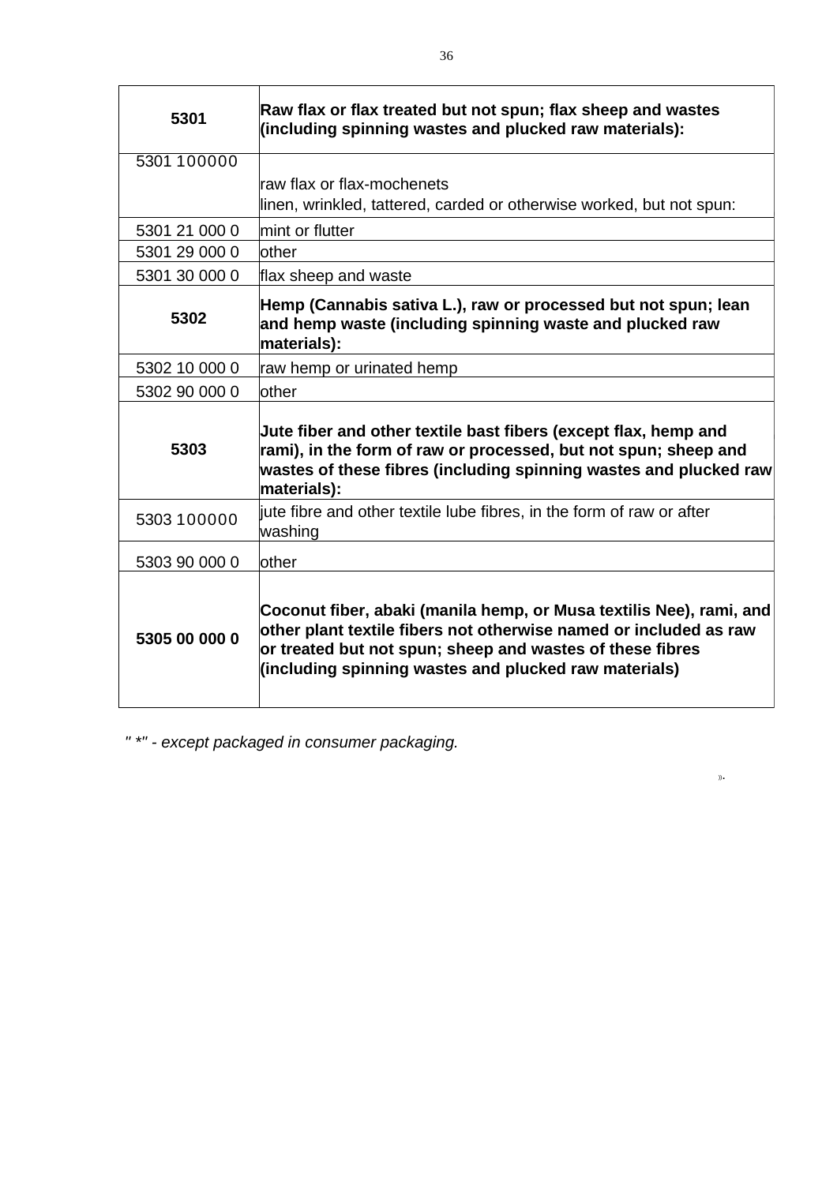| | |
|---|---|
| **5301** | **Raw flax or flax treated but not spun; flax sheep and wastes (including spinning wastes and plucked raw materials):** |
| 5301 100000 | raw flax or flax-mochenets<br>linen, wrinkled, tattered, carded or otherwise worked, but not spun: |
| 5301 21 000 0 | mint or flutter |
| 5301 29 000 0 | other |
| 5301 30 000 0 | flax sheep and waste |
| **5302** | **Hemp (Cannabis sativa L.), raw or processed but not spun; lean and hemp waste (including spinning waste and plucked raw materials):** |
| 5302 10 000 0 | raw hemp or urinated hemp |
| 5302 90 000 0 | other |
| **5303** | **Jute fiber and other textile bast fibers (except flax, hemp and rami), in the form of raw or processed, but not spun; sheep and wastes of these fibres (including spinning wastes and plucked raw materials):** |
| 5303 100000 | jute fibre and other textile lube fibres, in the form of raw or after washing |
| 5303 90 000 0 | other |
| **5305 00 000 0** | **Coconut fiber, abaki (manila hemp, or Musa textilis Nee), rami, and other plant textile fibers not otherwise named or included as raw or treated but not spun; sheep and wastes of these fibres (including spinning wastes and plucked raw materials)** |

*" *" - except packaged in consumer packaging.*

)).